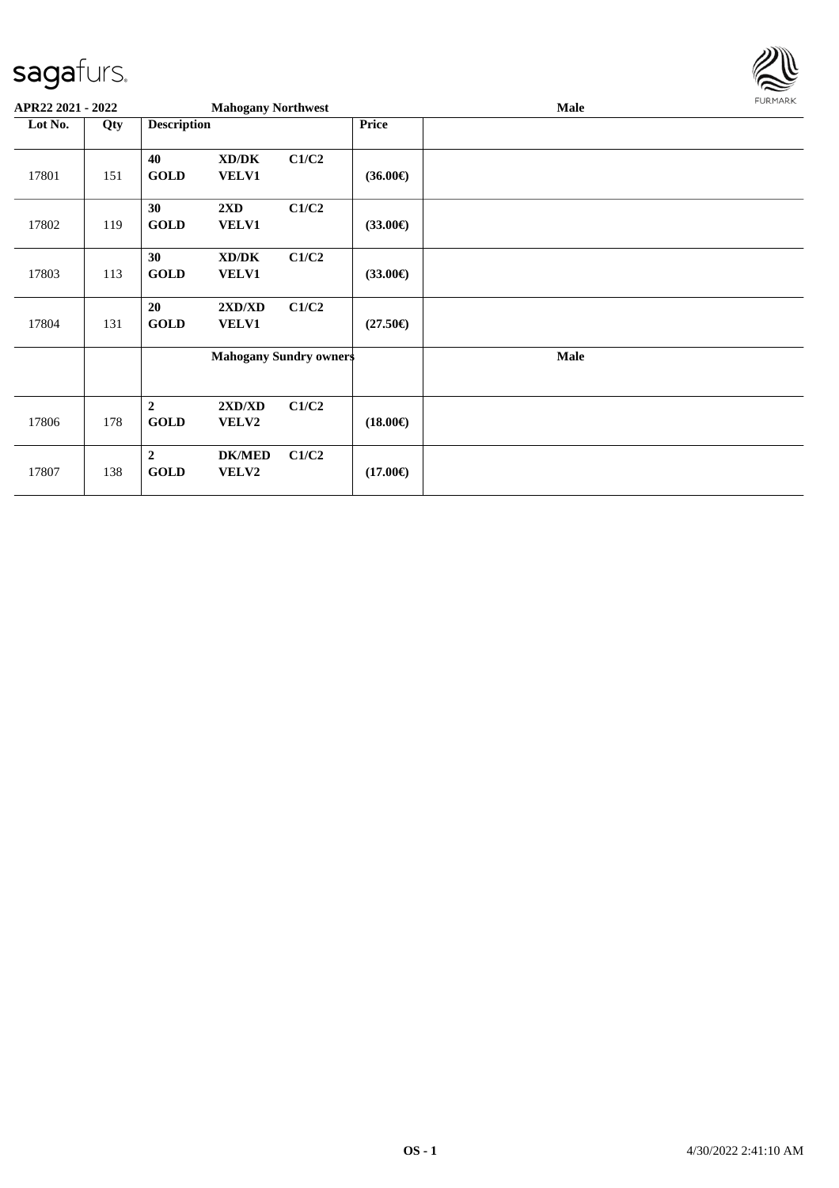**APR22 2021 - 2022** **Mahogany Northwest** **Male**

| Lot No. | Qty | Description | | | Price | |
|---|---|---|---|---|---|---|
| 17801 | 151 | **40** **GOLD** | **XD/DK** **VELV1** | **C1/C2** | **(36.00€)** | |
| 17802 | 119 | **30** **GOLD** | **2XD** **VELV1** | **C1/C2** | **(33.00€)** | |
| 17803 | 113 | **30** **GOLD** | **XD/DK** **VELV1** | **C1/C2** | **(33.00€)** | |
| 17804 | 131 | **20** **GOLD** | **2XD/XD** **VELV1** | **C1/C2** | **(27.50€)** | |
| | | **Mahogany Sundry owners** | | | | **Male** |
| 17806 | 178 | **2** **GOLD** | **2XD/XD** **VELV2** | **C1/C2** | **(18.00€)** | |
| 17807 | 138 | **2** **GOLD** | **DK/MED** **VELV2** | **C1/C2** | **(17.00€)** | |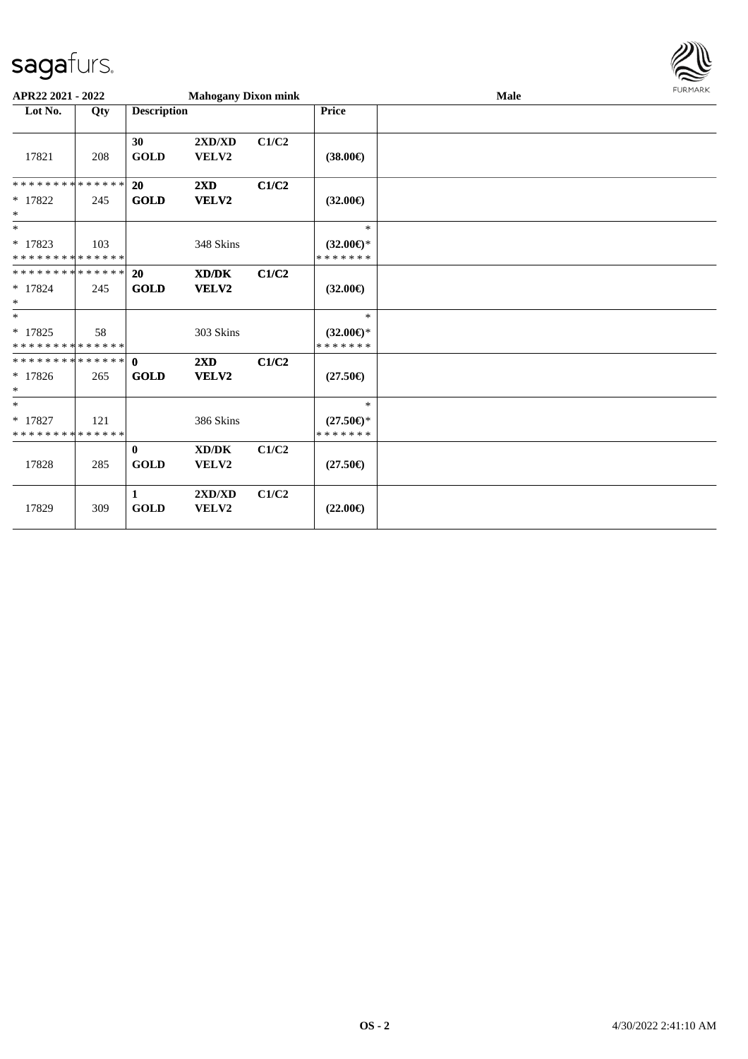APR22 2021 - 2022 | Mahogany Dixon mink | Male

| Lot No. | Qty | Description | | | Price | |
|---|---|---|---|---|---|---|
| 17821 | 208 | 30 GOLD | 2XD/XD VELV2 | C1/C2 | (38.00€) | |
| * * * * * * * * * * * * * * <br>* 17822<br>* | 245 | 20 GOLD | 2XD VELV2 | C1/C2 | (32.00€) | |
| *<br>* 17823<br>* * * * * * * * * * * * * * | 103 | | 348 Skins | | *<br>(32.00€)*<br>* * * * * * * | |
| * * * * * * * * * * * * * * <br>* 17824<br>* | 245 | 20 GOLD | XD/DK VELV2 | C1/C2 | (32.00€) | |
| *<br>* 17825<br>* * * * * * * * * * * * * * | 58 | | 303 Skins | | *<br>(32.00€)*<br>* * * * * * * | |
| * * * * * * * * * * * * * * <br>* 17826<br>* | 265 | 0 GOLD | 2XD VELV2 | C1/C2 | (27.50€) | |
| *<br>* 17827<br>* * * * * * * * * * * * * * | 121 | | 386 Skins | | *<br>(27.50€)*<br>* * * * * * * | |
| 17828 | 285 | 0 GOLD | XD/DK VELV2 | C1/C2 | (27.50€) | |
| 17829 | 309 | 1 GOLD | 2XD/XD VELV2 | C1/C2 | (22.00€) | |

OS - 2 | 4/30/2022 2:41:10 AM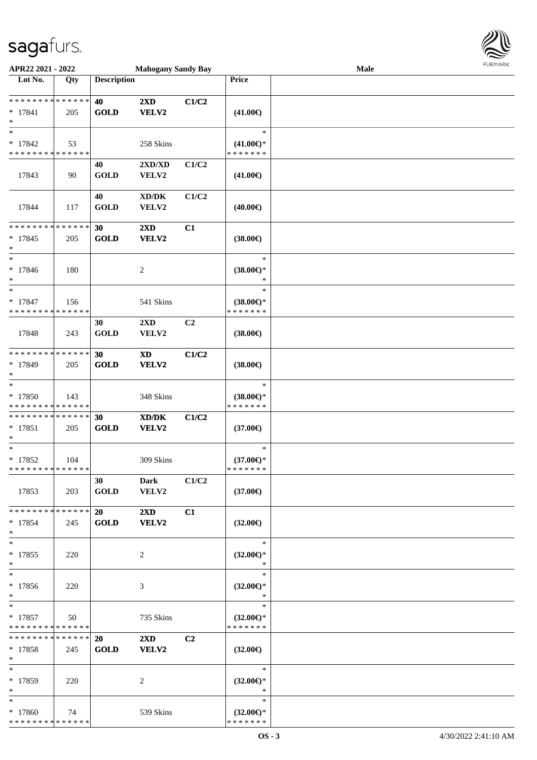APR22 2021 - 2022 | Mahogany Sandy Bay | Male

| Lot No. | Qty | Description | | | Price | |
|---|---|---|---|---|---|---|
| * * * * * * * * * * * * * * | | 40 | 2XD | C1/C2 | | |
| * 17841 | 205 | GOLD | VELV2 | | (41.00€) | |
| * | | | | | | |
| * | | | | | * | |
| * 17842 | 53 | | 258 Skins | | (41.00€)* | |
| * * * * * * * * * * * * * * | | | | | * * * * * * * | |
| | | 40 | 2XD/XD | C1/C2 | | |
| 17843 | 90 | GOLD | VELV2 | | (41.00€) | |
| | | 40 | XD/DK | C1/C2 | | |
| 17844 | 117 | GOLD | VELV2 | | (40.00€) | |
| * * * * * * * * * * * * * * | | 30 | 2XD | C1 | | |
| * 17845 | 205 | GOLD | VELV2 | | (38.00€) | |
| * | | | | | | |
| * | | | | | * | |
| * 17846 | 180 | | 2 | | (38.00€)* | |
| * | | | | | * | |
| * | | | | | * | |
| * 17847 | 156 | | 541 Skins | | (38.00€)* | |
| * * * * * * * * * * * * * * | | | | | * * * * * * * | |
| | | 30 | 2XD | C2 | | |
| 17848 | 243 | GOLD | VELV2 | | (38.00€) | |
| * * * * * * * * * * * * * * | | 30 | XD | C1/C2 | | |
| * 17849 | 205 | GOLD | VELV2 | | (38.00€) | |
| * | | | | | | |
| * | | | | | * | |
| * 17850 | 143 | | 348 Skins | | (38.00€)* | |
| * * * * * * * * * * * * * * | | | | | * * * * * * * | |
| * * * * * * * * * * * * * * | | 30 | XD/DK | C1/C2 | | |
| * 17851 | 205 | GOLD | VELV2 | | (37.00€) | |
| * | | | | | | |
| * | | | | | * | |
| * 17852 | 104 | | 309 Skins | | (37.00€)* | |
| * * * * * * * * * * * * * * | | | | | * * * * * * * | |
| | | 30 | Dark | C1/C2 | | |
| 17853 | 203 | GOLD | VELV2 | | (37.00€) | |
| * * * * * * * * * * * * * * | | 20 | 2XD | C1 | | |
| * 17854 | 245 | GOLD | VELV2 | | (32.00€) | |
| * | | | | | | |
| * | | | | | * | |
| * 17855 | 220 | | 2 | | (32.00€)* | |
| * | | | | | * | |
| * | | | | | * | |
| * 17856 | 220 | | 3 | | (32.00€)* | |
| * | | | | | * | |
| * | | | | | * | |
| * 17857 | 50 | | 735 Skins | | (32.00€)* | |
| * * * * * * * * * * * * * * | | | | | * * * * * * * | |
| * * * * * * * * * * * * * * | | 20 | 2XD | C2 | | |
| * 17858 | 245 | GOLD | VELV2 | | (32.00€) | |
| * | | | | | | |
| * | | | | | * | |
| * 17859 | 220 | | 2 | | (32.00€)* | |
| * | | | | | * | |
| * | | | | | * | |
| * 17860 | 74 | | 539 Skins | | (32.00€)* | |
| * * * * * * * * * * * * * * | | | | | * * * * * * * | |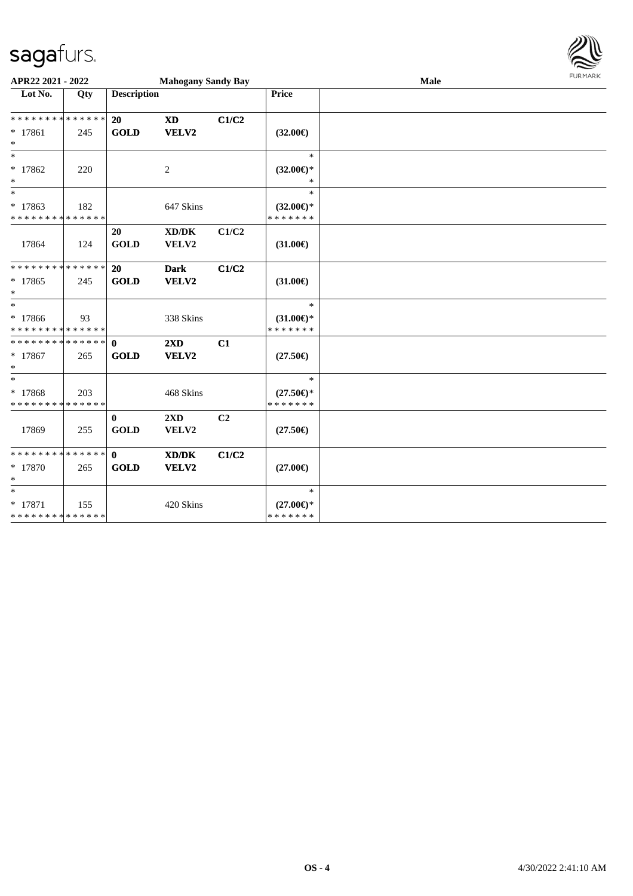APR22 2021 - 2022 | Mahogany Sandy Bay | Male

| Lot No. | Qty | Description | | | Price | |
|---|---|---|---|---|---|---|
| * * * * * * * * * * * * * * | | 20 | XD | C1/C2 | | |
| * 17861 | 245 | GOLD | VELV2 | | (32.00€) | |
| * | | | | | | |
| * | | | | | * | |
| * 17862 | 220 | | 2 | | (32.00€)* | |
| * | | | | | * | |
| * | | | | | * | |
| * 17863 | 182 | | 647 Skins | | (32.00€)* | |
| * * * * * * * * * * * * * * | | | | | * * * * * * * | |
| | | 20 | XD/DK | C1/C2 | | |
| 17864 | 124 | GOLD | VELV2 | | (31.00€) | |
| * * * * * * * * * * * * * * | | 20 | Dark | C1/C2 | | |
| * 17865 | 245 | GOLD | VELV2 | | (31.00€) | |
| * | | | | | | |
| * | | | | | * | |
| * 17866 | 93 | | 338 Skins | | (31.00€)* | |
| * * * * * * * * * * * * * * | | | | | * * * * * * * | |
| * * * * * * * * * * * * * * | | 0 | 2XD | C1 | | |
| * 17867 | 265 | GOLD | VELV2 | | (27.50€) | |
| * | | | | | | |
| * | | | | | * | |
| * 17868 | 203 | | 468 Skins | | (27.50€)* | |
| * * * * * * * * * * * * * * | | | | | * * * * * * * | |
| | | 0 | 2XD | C2 | | |
| 17869 | 255 | GOLD | VELV2 | | (27.50€) | |
| * * * * * * * * * * * * * * | | 0 | XD/DK | C1/C2 | | |
| * 17870 | 265 | GOLD | VELV2 | | (27.00€) | |
| * | | | | | | |
| * | | | | | * | |
| * 17871 | 155 | | 420 Skins | | (27.00€)* | |
| * * * * * * * * * * * * * * | | | | | * * * * * * * | |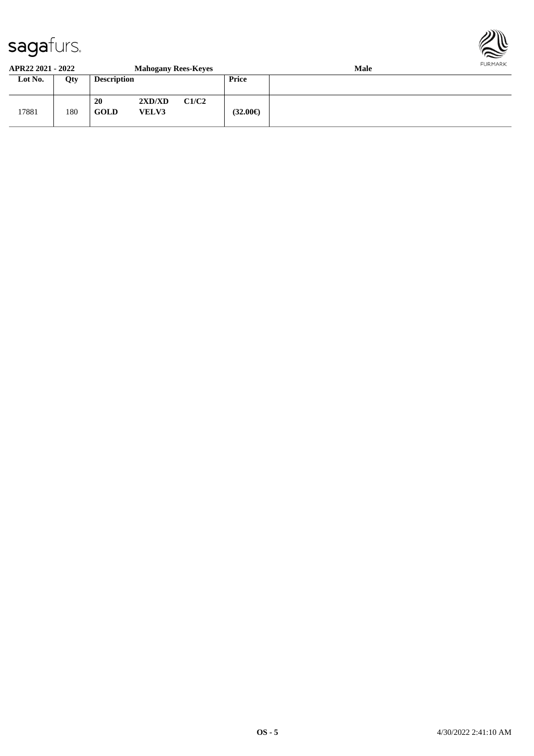**APR22 2021 - 2022** | **Mahogany Rees-Keyes** | **Male**

| Lot No. | Qty | Description | | | Price | |
|---|---|---|---|---|---|---|
| 17881 | 180 | **20** **GOLD** | **2XD/XD** **VELV3** | **C1/C2** | **(32.00€)** | |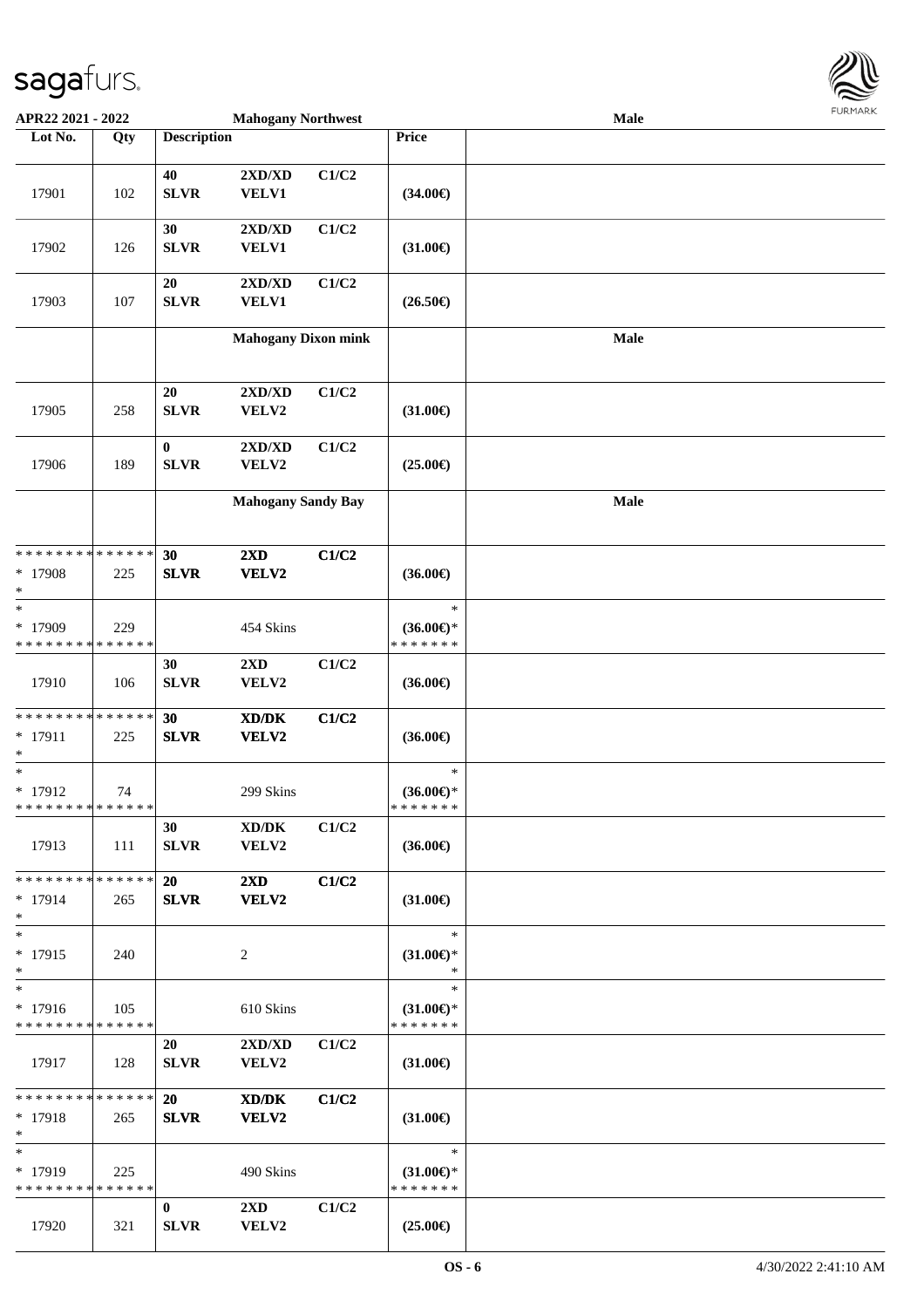**APR22 2021 - 2022** — **Mahogany Northwest** — **Male**

| Lot No. | Qty | Description | | | Price | |
|---|---|---|---|---|---|---|
| 17901 | 102 | 40 SLVR | 2XD/XD VELV1 | C1/C2 | (34.00€) | |
| 17902 | 126 | 30 SLVR | 2XD/XD VELV1 | C1/C2 | (31.00€) | |
| 17903 | 107 | 20 SLVR | 2XD/XD VELV1 | C1/C2 | (26.50€) | |
| | | **Mahogany Dixon mink** | | | | **Male** |
| 17905 | 258 | 20 SLVR | 2XD/XD VELV2 | C1/C2 | (31.00€) | |
| 17906 | 189 | 0 SLVR | 2XD/XD VELV2 | C1/C2 | (25.00€) | |
| | | **Mahogany Sandy Bay** | | | | **Male** |
| * * * * * * * * * * * * * * <br>* 17908<br>* | 225 | **30 SLVR** | **2XD VELV2** | **C1/C2** | **(36.00€)** | |
| *<br>* 17909<br>* * * * * * * * * * * * * * | 229 | | 454 Skins | | *<br>(36.00€)*<br>* * * * * * * | |
| 17910 | 106 | 30 SLVR | 2XD VELV2 | C1/C2 | (36.00€) | |
| * * * * * * * * * * * * * * <br>* 17911<br>* | 225 | **30 SLVR** | **XD/DK VELV2** | **C1/C2** | **(36.00€)** | |
| *<br>* 17912<br>* * * * * * * * * * * * * * | 74 | | 299 Skins | | *<br>(36.00€)*<br>* * * * * * * | |
| 17913 | 111 | 30 SLVR | XD/DK VELV2 | C1/C2 | (36.00€) | |
| * * * * * * * * * * * * * * <br>* 17914<br>* | 265 | **20 SLVR** | **2XD VELV2** | **C1/C2** | **(31.00€)** | |
| *<br>* 17915<br>* | 240 | | 2 | | *<br>(31.00€)*<br>* | |
| *<br>* 17916<br>* * * * * * * * * * * * * * | 105 | | 610 Skins | | *<br>(31.00€)*<br>* * * * * * * | |
| 17917 | 128 | 20 SLVR | 2XD/XD VELV2 | C1/C2 | (31.00€) | |
| * * * * * * * * * * * * * * <br>* 17918<br>* | 265 | **20 SLVR** | **XD/DK VELV2** | **C1/C2** | **(31.00€)** | |
| *<br>* 17919<br>* * * * * * * * * * * * * * | 225 | | 490 Skins | | *<br>(31.00€)*<br>* * * * * * * | |
| 17920 | 321 | 0 SLVR | 2XD VELV2 | C1/C2 | (25.00€) | |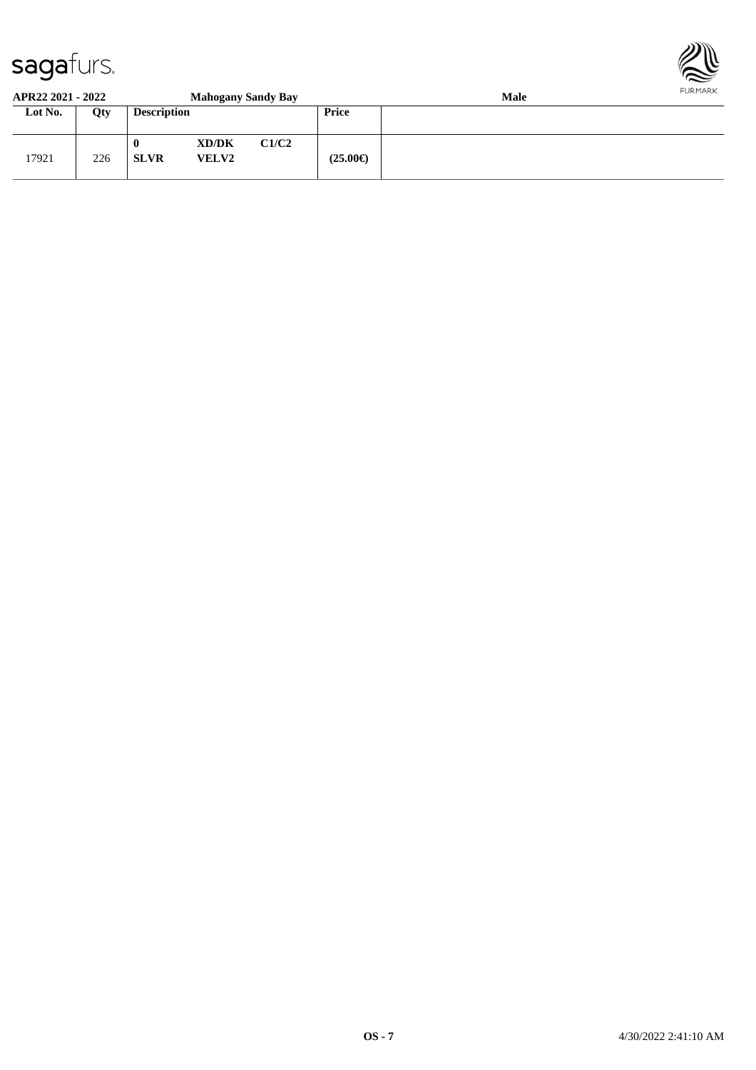**APR22 2021 - 2022** **Mahogany Sandy Bay** **Male**

| Lot No. | Qty | Description | | | Price | |
|---|---|---|---|---|---|---|
| 17921 | 226 | **0** **SLVR** | **XD/DK** **VELV2** | **C1/C2** | **(25.00€)** | |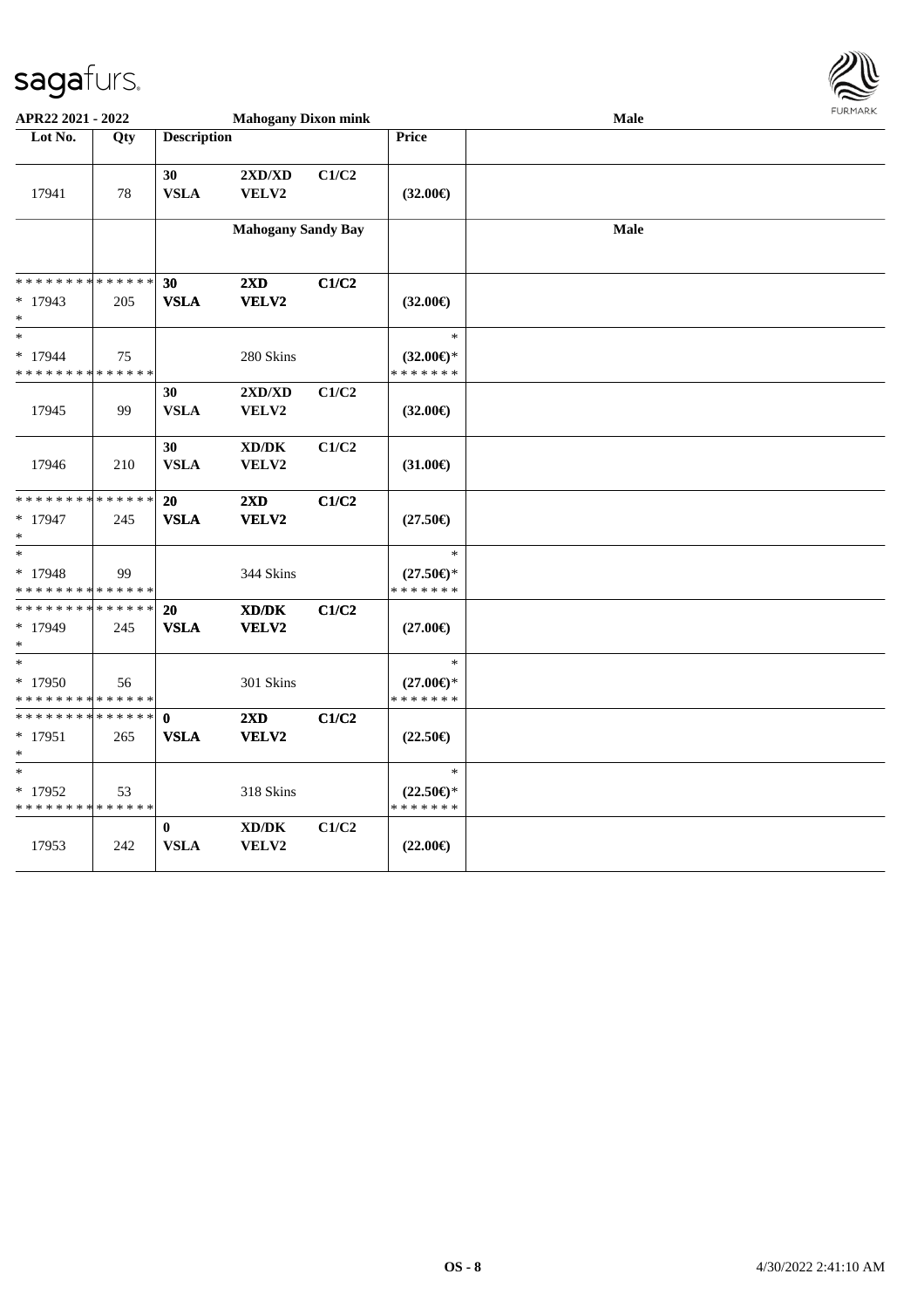| Lot No. | Qty | Description | | | Price | |
|---|---|---|---|---|---|---|
| | | | **Mahogany Dixon mink** | | | **Male** |
| 17941 | 78 | 30 VSLA | 2XD/XD VELV2 | C1/C2 | (32.00€) | |
| | | | **Mahogany Sandy Bay** | | | **Male** |
| * * * * * * * * * * * * * * * 17943 * | 205 | **30 VSLA** | **2XD VELV2** | **C1/C2** | **(32.00€)** | |
| * * 17944 * * * * * * * * * * * * * * | 75 | | 280 Skins | | * (32.00€)* * * * * * * * | |
| 17945 | 99 | 30 VSLA | 2XD/XD VELV2 | C1/C2 | (32.00€) | |
| 17946 | 210 | 30 VSLA | XD/DK VELV2 | C1/C2 | (31.00€) | |
| * * * * * * * * * * * * * * * 17947 * | 245 | **20 VSLA** | **2XD VELV2** | **C1/C2** | **(27.50€)** | |
| * * 17948 * * * * * * * * * * * * * * | 99 | | 344 Skins | | * (27.50€)* * * * * * * * | |
| * * * * * * * * * * * * * * * 17949 * | 245 | **20 VSLA** | **XD/DK VELV2** | **C1/C2** | **(27.00€)** | |
| * * 17950 * * * * * * * * * * * * * * | 56 | | 301 Skins | | * (27.00€)* * * * * * * * | |
| * * * * * * * * * * * * * * * 17951 * | 265 | **0 VSLA** | **2XD VELV2** | **C1/C2** | **(22.50€)** | |
| * * 17952 * * * * * * * * * * * * * * | 53 | | 318 Skins | | * (22.50€)* * * * * * * * | |
| 17953 | 242 | 0 VSLA | XD/DK VELV2 | C1/C2 | (22.00€) | |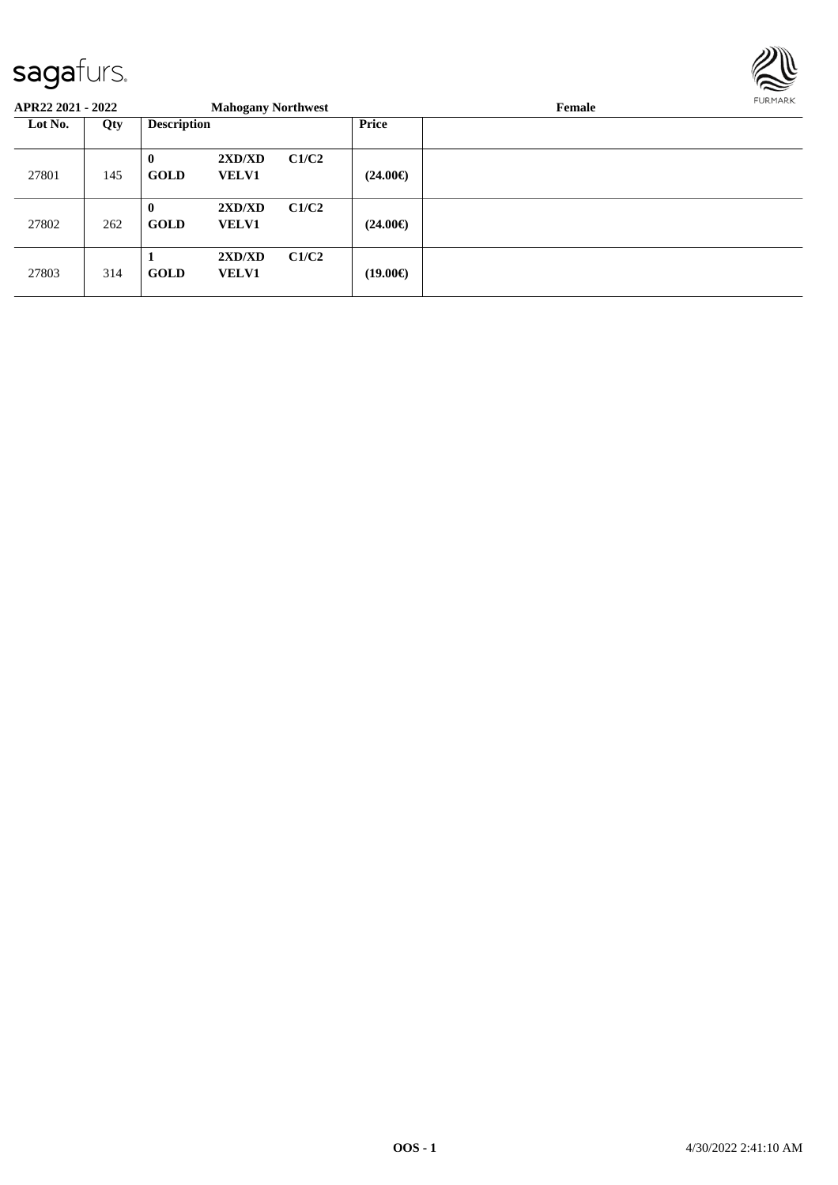**APR22 2021 - 2022** **Mahogany Northwest** **Female**

| Lot No. | Qty | Description | | | Price | |
|---|---|---|---|---|---|---|
| 27801 | 145 | **0** **GOLD** | **2XD/XD** **VELV1** | **C1/C2** | **(24.00€)** | |
| 27802 | 262 | **0** **GOLD** | **2XD/XD** **VELV1** | **C1/C2** | **(24.00€)** | |
| 27803 | 314 | **1** **GOLD** | **2XD/XD** **VELV1** | **C1/C2** | **(19.00€)** | |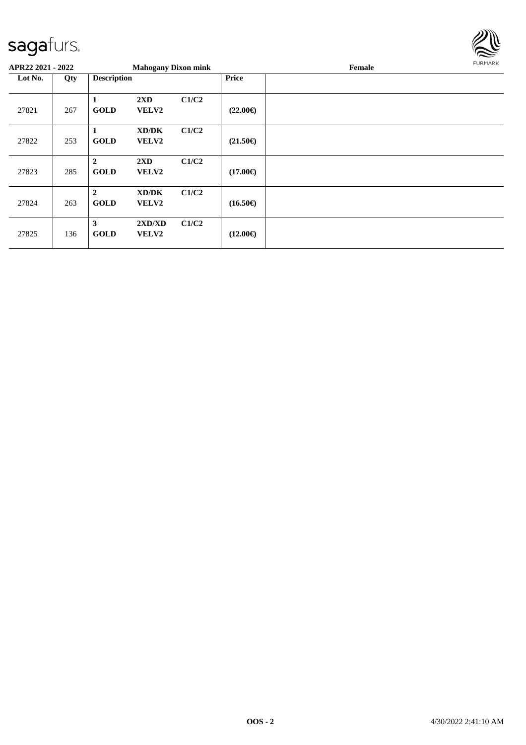**APR22 2021 - 2022** **Mahogany Dixon mink** **Female**

| Lot No. | Qty | Description | | | Price | |
|---|---|---|---|---|---|---|
| 27821 | 267 | **1 GOLD** | **2XD VELV2** | **C1/C2** | **(22.00€)** | |
| 27822 | 253 | **1 GOLD** | **XD/DK VELV2** | **C1/C2** | **(21.50€)** | |
| 27823 | 285 | **2 GOLD** | **2XD VELV2** | **C1/C2** | **(17.00€)** | |
| 27824 | 263 | **2 GOLD** | **XD/DK VELV2** | **C1/C2** | **(16.50€)** | |
| 27825 | 136 | **3 GOLD** | **2XD/XD VELV2** | **C1/C2** | **(12.00€)** | |

**OOS - 2** 4/30/2022 2:41:10 AM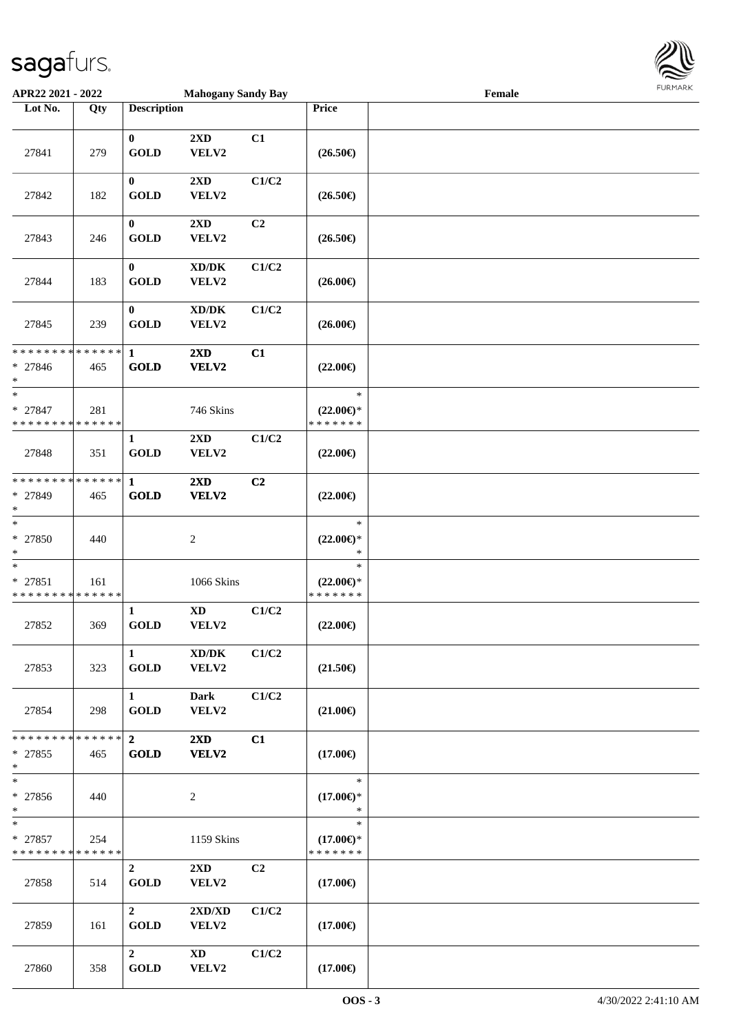| Lot No. | Qty | Description | | | Price | |
|---|---|---|---|---|---|---|
| 27841 | 279 | 0 GOLD | 2XD VELV2 | C1 | (26.50€) | |
| 27842 | 182 | 0 GOLD | 2XD VELV2 | C1/C2 | (26.50€) | |
| 27843 | 246 | 0 GOLD | 2XD VELV2 | C2 | (26.50€) | |
| 27844 | 183 | 0 GOLD | XD/DK VELV2 | C1/C2 | (26.00€) | |
| 27845 | 239 | 0 GOLD | XD/DK VELV2 | C1/C2 | (26.00€) | |
| * * * * * * * * * * * * * * * 27846 * | 465 | 1 GOLD | 2XD VELV2 | C1 | (22.00€) | |
| * * 27847 * * * * * * * * * * * * * * | 281 | | 746 Skins | | * (22.00€)* * * * * * * * | |
| 27848 | 351 | 1 GOLD | 2XD VELV2 | C1/C2 | (22.00€) | |
| * * * * * * * * * * * * * * * 27849 * | 465 | 1 GOLD | 2XD VELV2 | C2 | (22.00€) | |
| * * 27850 * | 440 | | 2 | | * (22.00€)* * | |
| * * 27851 * * * * * * * * * * * * * * | 161 | | 1066 Skins | | * (22.00€)* * * * * * * * | |
| 27852 | 369 | 1 GOLD | XD VELV2 | C1/C2 | (22.00€) | |
| 27853 | 323 | 1 GOLD | XD/DK VELV2 | C1/C2 | (21.50€) | |
| 27854 | 298 | 1 GOLD | Dark VELV2 | C1/C2 | (21.00€) | |
| * * * * * * * * * * * * * * * 27855 * | 465 | 2 GOLD | 2XD VELV2 | C1 | (17.00€) | |
| * * 27856 * | 440 | | 2 | | * (17.00€)* * | |
| * * 27857 * * * * * * * * * * * * * * | 254 | | 1159 Skins | | * (17.00€)* * * * * * * * | |
| 27858 | 514 | 2 GOLD | 2XD VELV2 | C2 | (17.00€) | |
| 27859 | 161 | 2 GOLD | 2XD/XD VELV2 | C1/C2 | (17.00€) | |
| 27860 | 358 | 2 GOLD | XD VELV2 | C1/C2 | (17.00€) | |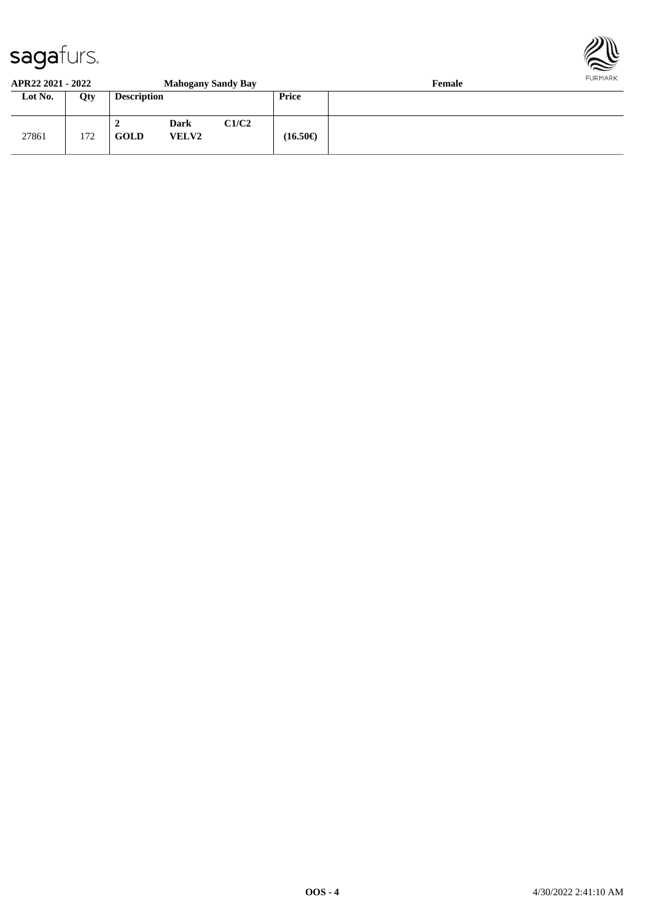**APR22 2021 - 2022** **Mahogany Sandy Bay** **Female**

| Lot No. | Qty | Description | | | Price | |
|---|---|---|---|---|---|---|
| 27861 | 172 | 2 GOLD | Dark VELV2 | C1/C2 | (16.50€) | |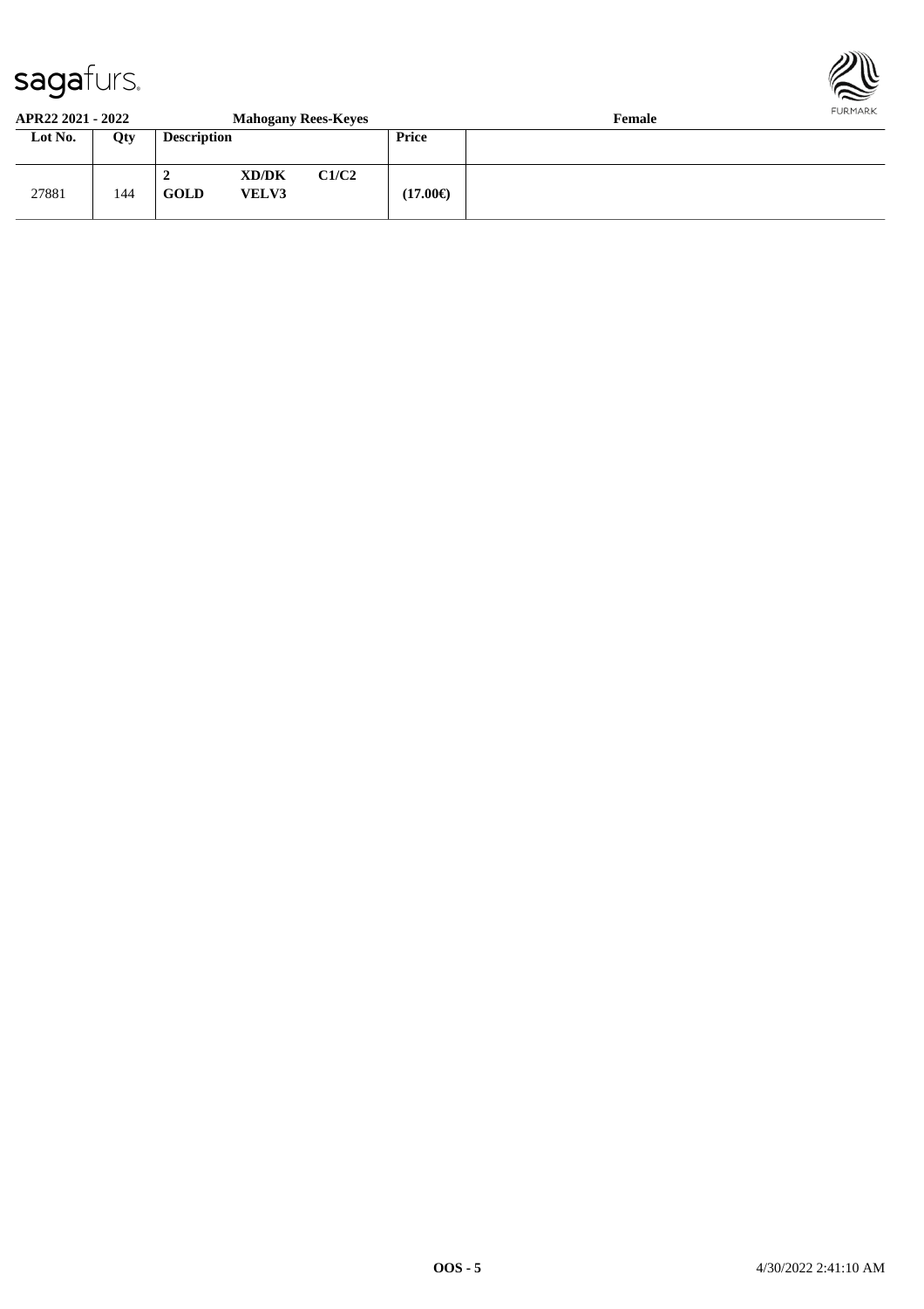**APR22 2021 - 2022** **Mahogany Rees-Keyes** **Female**

| Lot No. | Qty | Description | | | Price | |
|---|---|---|---|---|---|---|
| 27881 | 144 | **2** **GOLD** | **XD/DK** **VELV3** | **C1/C2** | **(17.00€)** | |

**OOS - 5** 4/30/2022 2:41:10 AM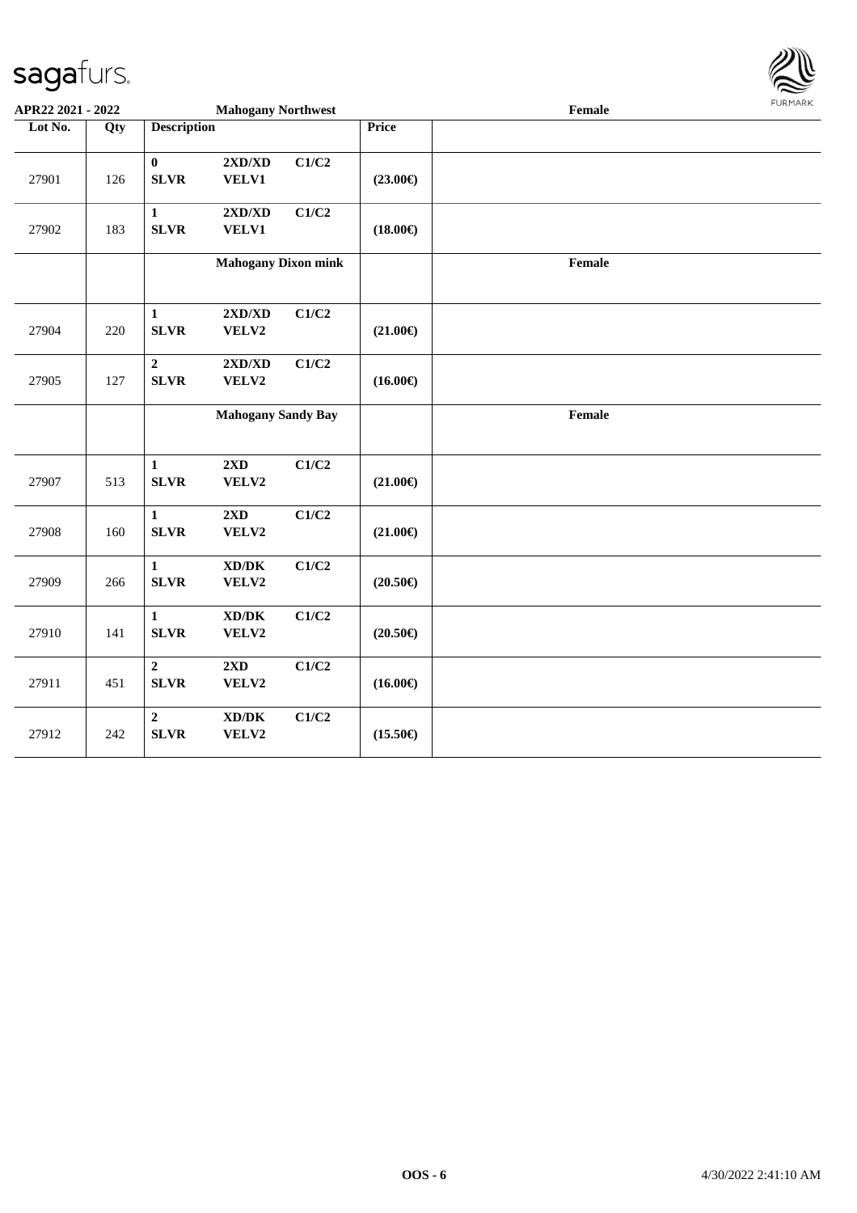| Lot No. | Qty | Description | | | Price | |
|---|---|---|---|---|---|---|
| | | **Mahogany Northwest** | | | | **Female** |
| 27901 | 126 | **0** **SLVR** | **2XD/XD** **VELV1** | **C1/C2** | **(23.00€)** | |
| 27902 | 183 | **1** **SLVR** | **2XD/XD** **VELV1** | **C1/C2** | **(18.00€)** | |
| | | **Mahogany Dixon mink** | | | | **Female** |
| 27904 | 220 | **1** **SLVR** | **2XD/XD** **VELV2** | **C1/C2** | **(21.00€)** | |
| 27905 | 127 | **2** **SLVR** | **2XD/XD** **VELV2** | **C1/C2** | **(16.00€)** | |
| | | **Mahogany Sandy Bay** | | | | **Female** |
| 27907 | 513 | **1** **SLVR** | **2XD** **VELV2** | **C1/C2** | **(21.00€)** | |
| 27908 | 160 | **1** **SLVR** | **2XD** **VELV2** | **C1/C2** | **(21.00€)** | |
| 27909 | 266 | **1** **SLVR** | **XD/DK** **VELV2** | **C1/C2** | **(20.50€)** | |
| 27910 | 141 | **1** **SLVR** | **XD/DK** **VELV2** | **C1/C2** | **(20.50€)** | |
| 27911 | 451 | **2** **SLVR** | **2XD** **VELV2** | **C1/C2** | **(16.00€)** | |
| 27912 | 242 | **2** **SLVR** | **XD/DK** **VELV2** | **C1/C2** | **(15.50€)** | |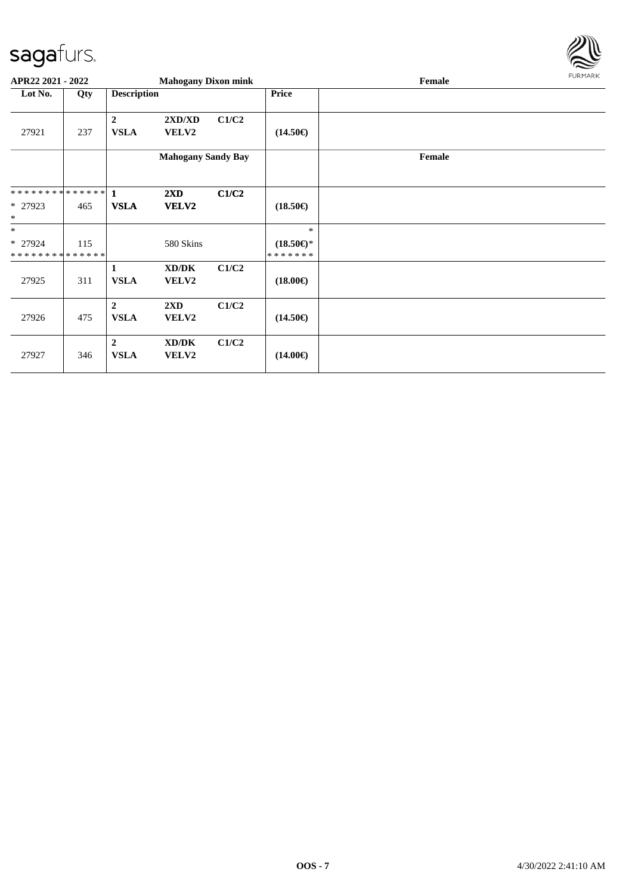**APR22 2021 - 2022** **Mahogany Dixon mink** **Female**

| Lot No. | Qty | Description | | | Price | |
|---|---|---|---|---|---|---|
| 27921 | 237 | **2** **VSLA** | **2XD/XD** **VELV2** | **C1/C2** | **(14.50€)** | |
| | | | **Mahogany Sandy Bay** | | | **Female** |
| * * * * * * * * * * * * * * * 27923 * | 465 | **1** **VSLA** | **2XD** **VELV2** | **C1/C2** | **(18.50€)** | |
| * * 27924 * * * * * * * * * * * * * * | 115 | | 580 Skins | | * **(18.50€)*** * * * * * * * | |
| 27925 | 311 | **1** **VSLA** | **XD/DK** **VELV2** | **C1/C2** | **(18.00€)** | |
| 27926 | 475 | **2** **VSLA** | **2XD** **VELV2** | **C1/C2** | **(14.50€)** | |
| 27927 | 346 | **2** **VSLA** | **XD/DK** **VELV2** | **C1/C2** | **(14.00€)** | |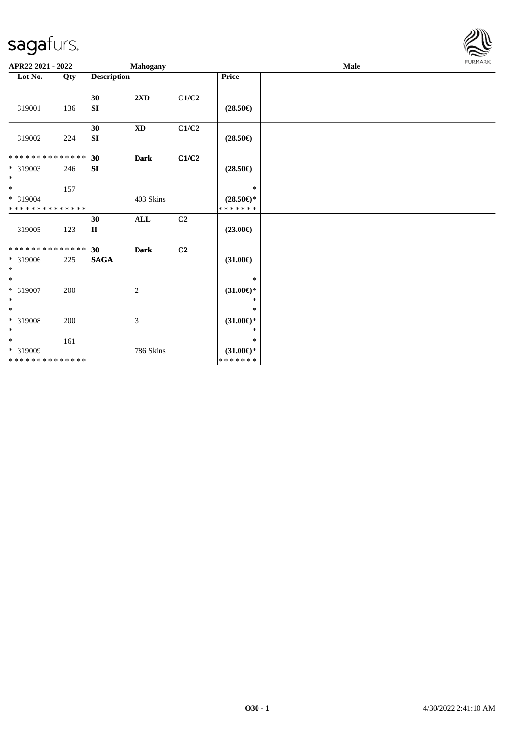**APR22 2021 - 2022** **Mahogany** **Male**

| Lot No. | Qty | Description | | | Price | |
|---|---|---|---|---|---|---|
| 319001 | 136 | **30** **SI** | **2XD** | **C1/C2** | **(28.50€)** | |
| 319002 | 224 | **30** **SI** | **XD** | **C1/C2** | **(28.50€)** | |
| * * * * * * * * * * * * * * * 319003 * | 246 | **30** **SI** | **Dark** | **C1/C2** | **(28.50€)** | |
| * * 319004 * * * * * * * * * * * * * * | 157 | | 403 Skins | | * **(28.50€)*** * * * * * * * | |
| 319005 | 123 | **30** **II** | **ALL** | **C2** | **(23.00€)** | |
| * * * * * * * * * * * * * * * 319006 * | 225 | **30** **SAGA** | **Dark** | **C2** | **(31.00€)** | |
| * * 319007 * | 200 | | 2 | | * **(31.00€)*** * | |
| * * 319008 * | 200 | | 3 | | * **(31.00€)*** * | |
| * * 319009 * * * * * * * * * * * * * * | 161 | | 786 Skins | | * **(31.00€)*** * * * * * * * | |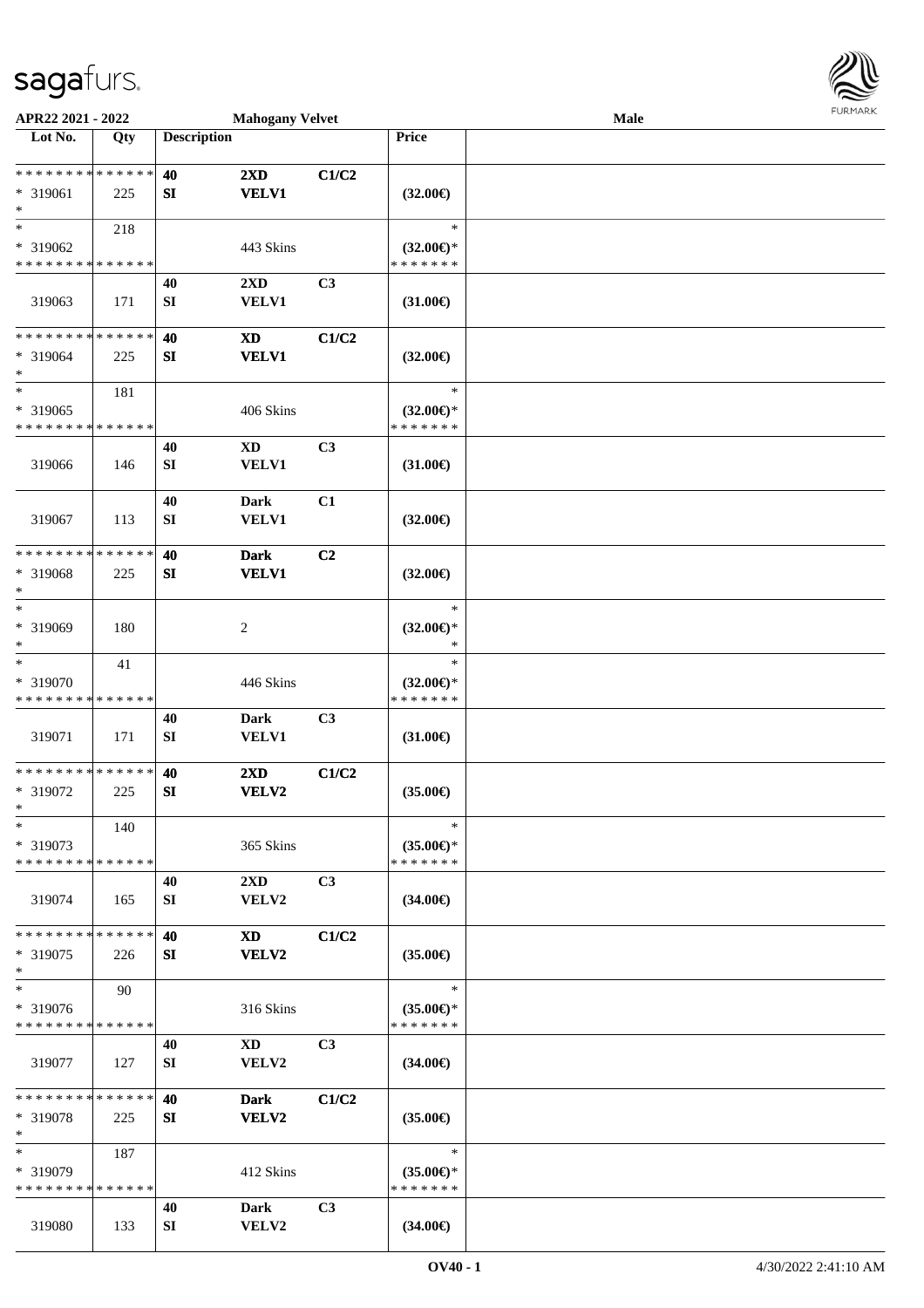APR22 2021 - 2022 | Mahogany Velvet | Male

| Lot No. | Qty | Description | | | Price | |
|---|---|---|---|---|---|---|
| * * * * * * * * * * * * * * | | 40 | 2XD | C1/C2 | | |
| * 319061 | 225 | SI | VELV1 | | (32.00€) | |
| * | | | | | | |
| * | 218 | | | | * | |
| * 319062 | | | 443 Skins | | (32.00€)* | |
| * * * * * * * * * * * * * * | | | | | * * * * * * * | |
| | | 40 | 2XD | C3 | | |
| 319063 | 171 | SI | VELV1 | | (31.00€) | |
| * * * * * * * * * * * * * * | | 40 | XD | C1/C2 | | |
| * 319064 | 225 | SI | VELV1 | | (32.00€) | |
| * | | | | | | |
| * | 181 | | | | * | |
| * 319065 | | | 406 Skins | | (32.00€)* | |
| * * * * * * * * * * * * * * | | | | | * * * * * * * | |
| | | 40 | XD | C3 | | |
| 319066 | 146 | SI | VELV1 | | (31.00€) | |
| | | 40 | Dark | C1 | | |
| 319067 | 113 | SI | VELV1 | | (32.00€) | |
| * * * * * * * * * * * * * * | | 40 | Dark | C2 | | |
| * 319068 | 225 | SI | VELV1 | | (32.00€) | |
| * | | | | | | |
| * | | | | | * | |
| * 319069 | 180 | | 2 | | (32.00€)* | |
| * | | | | | * | |
| * | 41 | | | | * | |
| * 319070 | | | 446 Skins | | (32.00€)* | |
| * * * * * * * * * * * * * * | | | | | * * * * * * * | |
| | | 40 | Dark | C3 | | |
| 319071 | 171 | SI | VELV1 | | (31.00€) | |
| * * * * * * * * * * * * * * | | 40 | 2XD | C1/C2 | | |
| * 319072 | 225 | SI | VELV2 | | (35.00€) | |
| * | | | | | | |
| * | 140 | | | | * | |
| * 319073 | | | 365 Skins | | (35.00€)* | |
| * * * * * * * * * * * * * * | | | | | * * * * * * * | |
| | | 40 | 2XD | C3 | | |
| 319074 | 165 | SI | VELV2 | | (34.00€) | |
| * * * * * * * * * * * * * * | | 40 | XD | C1/C2 | | |
| * 319075 | 226 | SI | VELV2 | | (35.00€) | |
| * | | | | | | |
| * | 90 | | | | * | |
| * 319076 | | | 316 Skins | | (35.00€)* | |
| * * * * * * * * * * * * * * | | | | | * * * * * * * | |
| | | 40 | XD | C3 | | |
| 319077 | 127 | SI | VELV2 | | (34.00€) | |
| * * * * * * * * * * * * * * | | 40 | Dark | C1/C2 | | |
| * 319078 | 225 | SI | VELV2 | | (35.00€) | |
| * | | | | | | |
| * | 187 | | | | * | |
| * 319079 | | | 412 Skins | | (35.00€)* | |
| * * * * * * * * * * * * * * | | | | | * * * * * * * | |
| | | 40 | Dark | C3 | | |
| 319080 | 133 | SI | VELV2 | | (34.00€) | |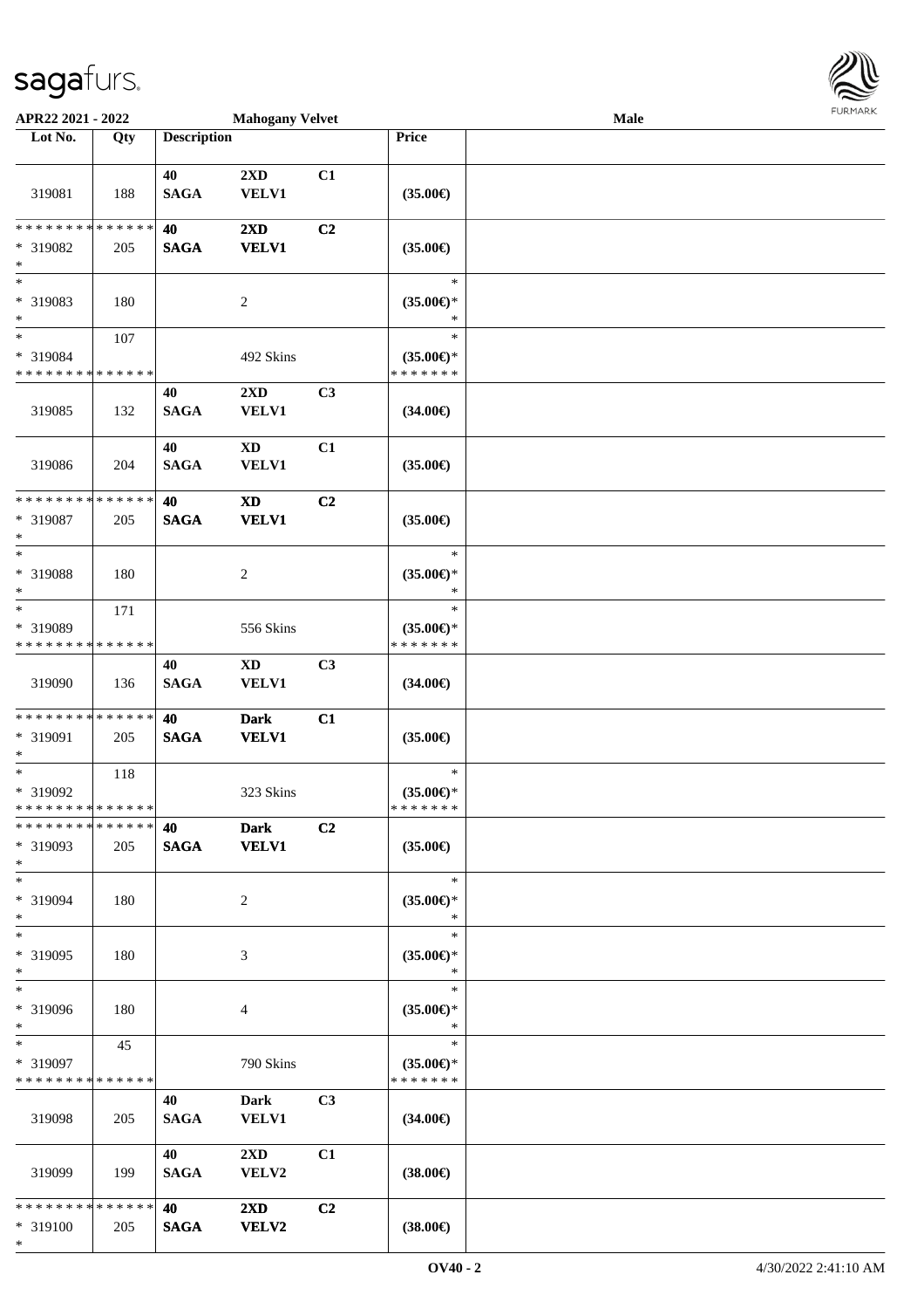APR22 2021 - 2022 | Mahogany Velvet | Male

| Lot No. | Qty | Description | | | Price | |
|---|---|---|---|---|---|---|
| 319081 | 188 | 40 SAGA | 2XD VELV1 | C1 | (35.00€) | |
| * * * * * * * * * * * * * * <br> * 319082 <br> * | 205 | 40 SAGA | 2XD VELV1 | C2 | (35.00€) | |
| * <br> * 319083 <br> * | 180 | | 2 | | * <br> (35.00€)* <br> * | |
| * <br> * 319084 <br> * * * * * * * * * * * * * * | 107 | | 492 Skins | | * <br> (35.00€)* <br> * * * * * * * | |
| 319085 | 132 | 40 SAGA | 2XD VELV1 | C3 | (34.00€) | |
| 319086 | 204 | 40 SAGA | XD VELV1 | C1 | (35.00€) | |
| * * * * * * * * * * * * * * <br> * 319087 <br> * | 205 | 40 SAGA | XD VELV1 | C2 | (35.00€) | |
| * <br> * 319088 <br> * | 180 | | 2 | | * <br> (35.00€)* <br> * | |
| * <br> * 319089 <br> * * * * * * * * * * * * * * | 171 | | 556 Skins | | * <br> (35.00€)* <br> * * * * * * * | |
| 319090 | 136 | 40 SAGA | XD VELV1 | C3 | (34.00€) | |
| * * * * * * * * * * * * * * <br> * 319091 <br> * | 205 | 40 SAGA | Dark VELV1 | C1 | (35.00€) | |
| * <br> * 319092 <br> * * * * * * * * * * * * * * | 118 | | 323 Skins | | * <br> (35.00€)* <br> * * * * * * * | |
| * * * * * * * * * * * * * * <br> * 319093 <br> * | 205 | 40 SAGA | Dark VELV1 | C2 | (35.00€) | |
| * <br> * 319094 <br> * | 180 | | 2 | | * <br> (35.00€)* <br> * | |
| * <br> * 319095 <br> * | 180 | | 3 | | * <br> (35.00€)* <br> * | |
| * <br> * 319096 <br> * | 180 | | 4 | | * <br> (35.00€)* <br> * | |
| * <br> * 319097 <br> * * * * * * * * * * * * * * | 45 | | 790 Skins | | * <br> (35.00€)* <br> * * * * * * * | |
| 319098 | 205 | 40 SAGA | Dark VELV1 | C3 | (34.00€) | |
| 319099 | 199 | 40 SAGA | 2XD VELV2 | C1 | (38.00€) | |
| * * * * * * * * * * * * * * <br> * 319100 <br> * | 205 | 40 SAGA | 2XD VELV2 | C2 | (38.00€) | |

OV40 - 2 | 4/30/2022 2:41:10 AM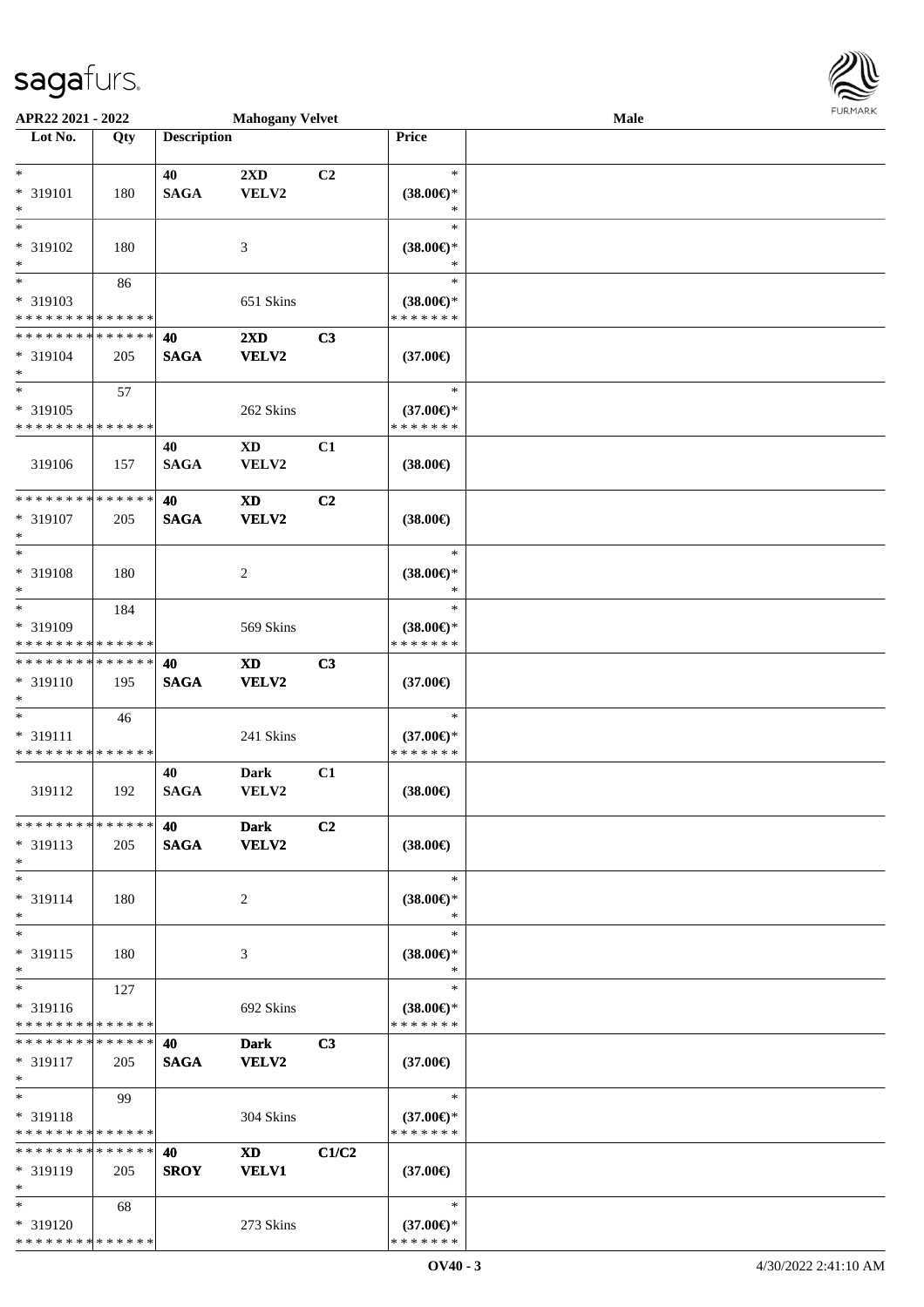**APR22 2021 - 2022** **Mahogany Velvet** **Male**

| Lot No. | Qty | Description | | | Price |
|---|---|---|---|---|---|
| * | | 40 | 2XD | C2 | * |
| * 319101 | 180 | SAGA | VELV2 | | (38.00€)* |
| * | | | | | * |
| * | | | | | * |
| * 319102 | 180 | | 3 | | (38.00€)* |
| * | | | | | * |
| * | 86 | | | | * |
| * 319103 | | | 651 Skins | | (38.00€)* |
| * * * * * * * * * * * * * * | | | | | * * * * * * * |
| * * * * * * * * * * * * * * | | 40 | 2XD | C3 | |
| * 319104 | 205 | SAGA | VELV2 | | (37.00€) |
| * | | | | | |
| * | 57 | | | | * |
| * 319105 | | | 262 Skins | | (37.00€)* |
| * * * * * * * * * * * * * * | | | | | * * * * * * * |
| | | 40 | XD | C1 | |
| 319106 | 157 | SAGA | VELV2 | | (38.00€) |
| * * * * * * * * * * * * * * | | 40 | XD | C2 | |
| * 319107 | 205 | SAGA | VELV2 | | (38.00€) |
| * | | | | | |
| * | | | | | * |
| * 319108 | 180 | | 2 | | (38.00€)* |
| * | | | | | * |
| * | 184 | | | | * |
| * 319109 | | | 569 Skins | | (38.00€)* |
| * * * * * * * * * * * * * * | | | | | * * * * * * * |
| * * * * * * * * * * * * * * | | 40 | XD | C3 | |
| * 319110 | 195 | SAGA | VELV2 | | (37.00€) |
| * | | | | | |
| * | 46 | | | | * |
| * 319111 | | | 241 Skins | | (37.00€)* |
| * * * * * * * * * * * * * * | | | | | * * * * * * * |
| | | 40 | Dark | C1 | |
| 319112 | 192 | SAGA | VELV2 | | (38.00€) |
| * * * * * * * * * * * * * * | | 40 | Dark | C2 | |
| * 319113 | 205 | SAGA | VELV2 | | (38.00€) |
| * | | | | | |
| * | | | | | * |
| * 319114 | 180 | | 2 | | (38.00€)* |
| * | | | | | * |
| * | | | | | * |
| * 319115 | 180 | | 3 | | (38.00€)* |
| * | | | | | * |
| * | 127 | | | | * |
| * 319116 | | | 692 Skins | | (38.00€)* |
| * * * * * * * * * * * * * * | | | | | * * * * * * * |
| * * * * * * * * * * * * * * | | 40 | Dark | C3 | |
| * 319117 | 205 | SAGA | VELV2 | | (37.00€) |
| * | | | | | |
| * | 99 | | | | * |
| * 319118 | | | 304 Skins | | (37.00€)* |
| * * * * * * * * * * * * * * | | | | | * * * * * * * |
| * * * * * * * * * * * * * * | | 40 | XD | C1/C2 | |
| * 319119 | 205 | SROY | VELV1 | | (37.00€) |
| * | | | | | |
| * | 68 | | | | * |
| * 319120 | | | 273 Skins | | (37.00€)* |
| * * * * * * * * * * * * * * | | | | | * * * * * * * |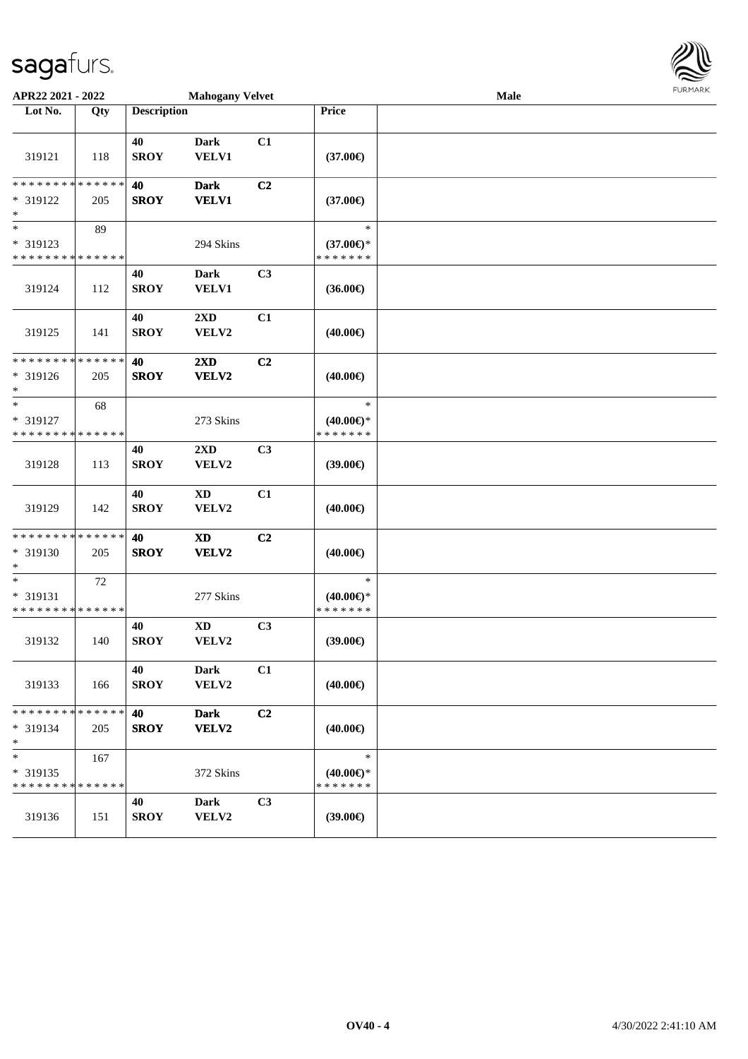**APR22 2021 - 2022** **Mahogany Velvet** **Male**

| Lot No. | Qty | Description | | | Price | |
|---|---|---|---|---|---|---|
| 319121 | 118 | 40 SROY | Dark VELV1 | C1 | (37.00€) | |
| * * * * * * * * * * * * * * <br>* 319122<br>* | 205 | 40 SROY | Dark VELV1 | C2 | (37.00€) | |
| *<br>* 319123<br>* * * * * * * * * * * * * * | 89 | | 294 Skins | | *<br>(37.00€)*<br>* * * * * * * | |
| 319124 | 112 | 40 SROY | Dark VELV1 | C3 | (36.00€) | |
| 319125 | 141 | 40 SROY | 2XD VELV2 | C1 | (40.00€) | |
| * * * * * * * * * * * * * * <br>* 319126<br>* | 205 | 40 SROY | 2XD VELV2 | C2 | (40.00€) | |
| *<br>* 319127<br>* * * * * * * * * * * * * * | 68 | | 273 Skins | | *<br>(40.00€)*<br>* * * * * * * | |
| 319128 | 113 | 40 SROY | 2XD VELV2 | C3 | (39.00€) | |
| 319129 | 142 | 40 SROY | XD VELV2 | C1 | (40.00€) | |
| * * * * * * * * * * * * * * <br>* 319130<br>* | 205 | 40 SROY | XD VELV2 | C2 | (40.00€) | |
| *<br>* 319131<br>* * * * * * * * * * * * * * | 72 | | 277 Skins | | *<br>(40.00€)*<br>* * * * * * * | |
| 319132 | 140 | 40 SROY | XD VELV2 | C3 | (39.00€) | |
| 319133 | 166 | 40 SROY | Dark VELV2 | C1 | (40.00€) | |
| * * * * * * * * * * * * * * <br>* 319134<br>* | 205 | 40 SROY | Dark VELV2 | C2 | (40.00€) | |
| *<br>* 319135<br>* * * * * * * * * * * * * * | 167 | | 372 Skins | | *<br>(40.00€)*<br>* * * * * * * | |
| 319136 | 151 | 40 SROY | Dark VELV2 | C3 | (39.00€) | |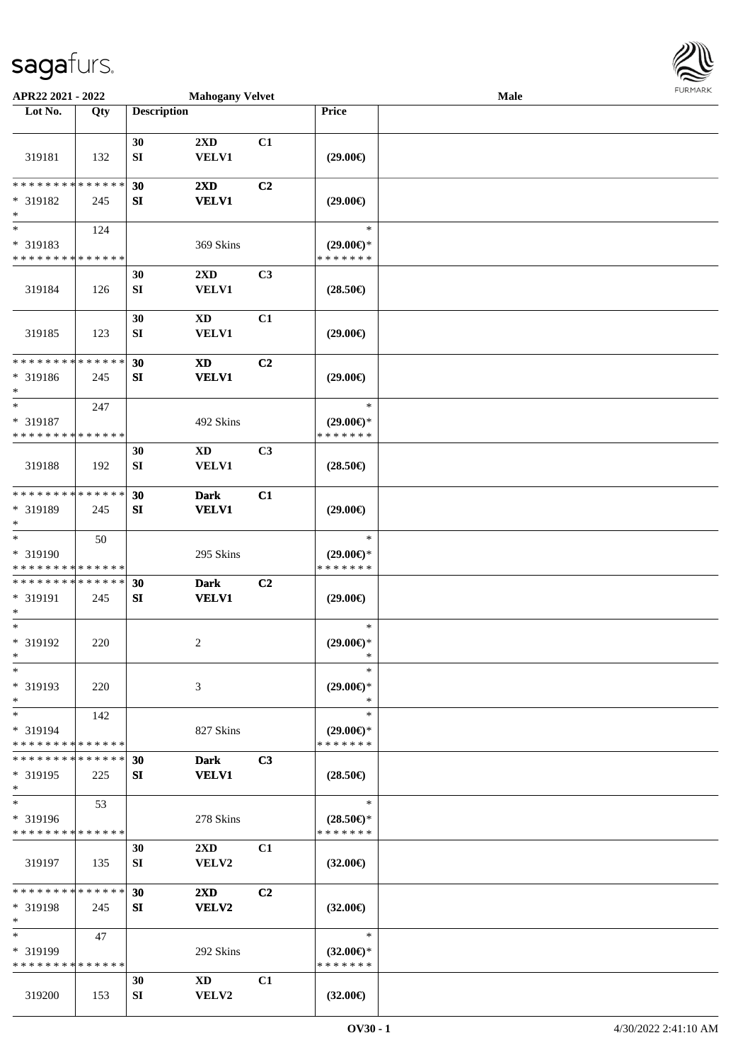APR22 2021 - 2022 | Mahogany Velvet | Male

| Lot No. | Qty | Description | | | Price | |
|---|---|---|---|---|---|---|
| 319181 | 132 | 30 SI | 2XD VELV1 | C1 | (29.00€) | |
| * * * * * * * * * * * * * * * 319182 * | 245 | 30 SI | 2XD VELV1 | C2 | (29.00€) | |
| * * 319183 * * * * * * * * * * * * * * | 124 | | 369 Skins | | * (29.00€)* * * * * * * * | |
| 319184 | 126 | 30 SI | 2XD VELV1 | C3 | (28.50€) | |
| 319185 | 123 | 30 SI | XD VELV1 | C1 | (29.00€) | |
| * * * * * * * * * * * * * * * 319186 * | 245 | 30 SI | XD VELV1 | C2 | (29.00€) | |
| * * 319187 * * * * * * * * * * * * * * | 247 | | 492 Skins | | * (29.00€)* * * * * * * * | |
| 319188 | 192 | 30 SI | XD VELV1 | C3 | (28.50€) | |
| * * * * * * * * * * * * * * * 319189 * | 245 | 30 SI | Dark VELV1 | C1 | (29.00€) | |
| * * 319190 * * * * * * * * * * * * * * | 50 | | 295 Skins | | * (29.00€)* * * * * * * * | |
| * * * * * * * * * * * * * * * 319191 * | 245 | 30 SI | Dark VELV1 | C2 | (29.00€) | |
| * * 319192 * | 220 | | 2 | | * (29.00€)* * | |
| * * 319193 * | 220 | | 3 | | * (29.00€)* * | |
| * * 319194 * * * * * * * * * * * * * * | 142 | | 827 Skins | | * (29.00€)* * * * * * * * | |
| * * * * * * * * * * * * * * * 319195 * | 225 | 30 SI | Dark VELV1 | C3 | (28.50€) | |
| * * 319196 * * * * * * * * * * * * * * | 53 | | 278 Skins | | * (28.50€)* * * * * * * * | |
| 319197 | 135 | 30 SI | 2XD VELV2 | C1 | (32.00€) | |
| * * * * * * * * * * * * * * * 319198 * | 245 | 30 SI | 2XD VELV2 | C2 | (32.00€) | |
| * * 319199 * * * * * * * * * * * * * * | 47 | | 292 Skins | | * (32.00€)* * * * * * * * | |
| 319200 | 153 | 30 SI | XD VELV2 | C1 | (32.00€) | |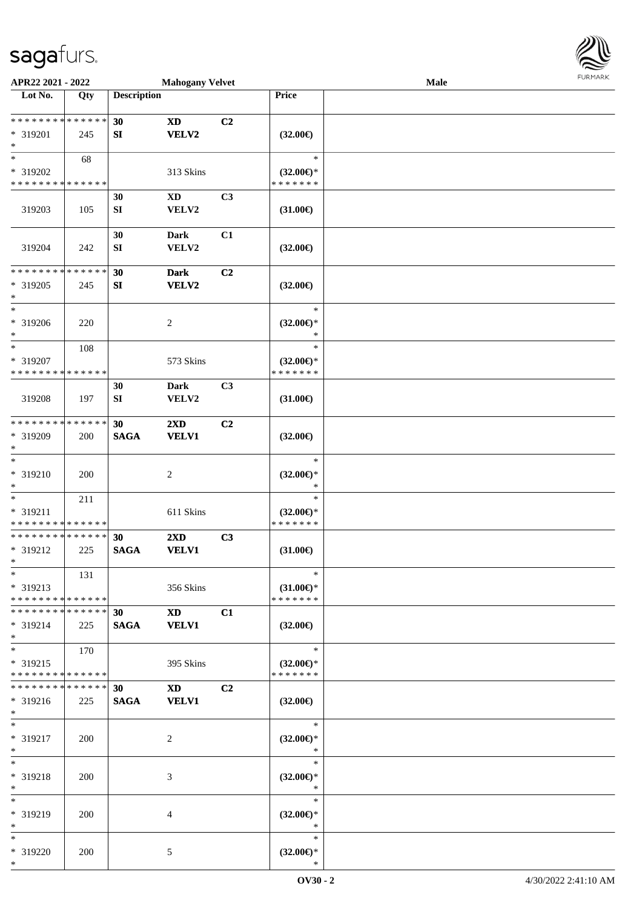APR22 2021 - 2022 | Mahogany Velvet | Male

| Lot No. | Qty | Description | | | Price | |
|---|---|---|---|---|---|---|
| * * * * * * * * * * * * * * | | 30 | XD | C2 | | |
| * 319201 | 245 | SI | VELV2 | | (32.00€) | |
| * | | | | | | |
| * | 68 | | | | * | |
| * 319202 | | | 313 Skins | | (32.00€)* | |
| * * * * * * * * * * * * * * | | | | | * * * * * * * | |
| | | 30 | XD | C3 | | |
| 319203 | 105 | SI | VELV2 | | (31.00€) | |
| | | 30 | Dark | C1 | | |
| 319204 | 242 | SI | VELV2 | | (32.00€) | |
| * * * * * * * * * * * * * * | | 30 | Dark | C2 | | |
| * 319205 | 245 | SI | VELV2 | | (32.00€) | |
| * | | | | | | |
| * | | | | | * | |
| * 319206 | 220 | | 2 | | (32.00€)* | |
| * | | | | | * | |
| * | 108 | | | | * | |
| * 319207 | | | 573 Skins | | (32.00€)* | |
| * * * * * * * * * * * * * * | | | | | * * * * * * * | |
| | | 30 | Dark | C3 | | |
| 319208 | 197 | SI | VELV2 | | (31.00€) | |
| * * * * * * * * * * * * * * | | 30 | 2XD | C2 | | |
| * 319209 | 200 | SAGA | VELV1 | | (32.00€) | |
| * | | | | | | |
| * | | | | | * | |
| * 319210 | 200 | | 2 | | (32.00€)* | |
| * | | | | | * | |
| * | 211 | | | | * | |
| * 319211 | | | 611 Skins | | (32.00€)* | |
| * * * * * * * * * * * * * * | | | | | * * * * * * * | |
| * * * * * * * * * * * * * * | | 30 | 2XD | C3 | | |
| * 319212 | 225 | SAGA | VELV1 | | (31.00€) | |
| * | | | | | | |
| * | 131 | | | | * | |
| * 319213 | | | 356 Skins | | (31.00€)* | |
| * * * * * * * * * * * * * * | | | | | * * * * * * * | |
| * * * * * * * * * * * * * * | | 30 | XD | C1 | | |
| * 319214 | 225 | SAGA | VELV1 | | (32.00€) | |
| * | | | | | | |
| * | 170 | | | | * | |
| * 319215 | | | 395 Skins | | (32.00€)* | |
| * * * * * * * * * * * * * * | | | | | * * * * * * * | |
| * * * * * * * * * * * * * * | | 30 | XD | C2 | | |
| * 319216 | 225 | SAGA | VELV1 | | (32.00€) | |
| * | | | | | | |
| * | | | | | * | |
| * 319217 | 200 | | 2 | | (32.00€)* | |
| * | | | | | * | |
| * | | | | | * | |
| * 319218 | 200 | | 3 | | (32.00€)* | |
| * | | | | | * | |
| * | | | | | * | |
| * 319219 | 200 | | 4 | | (32.00€)* | |
| * | | | | | * | |
| * | | | | | * | |
| * 319220 | 200 | | 5 | | (32.00€)* | |
| * | | | | | * | |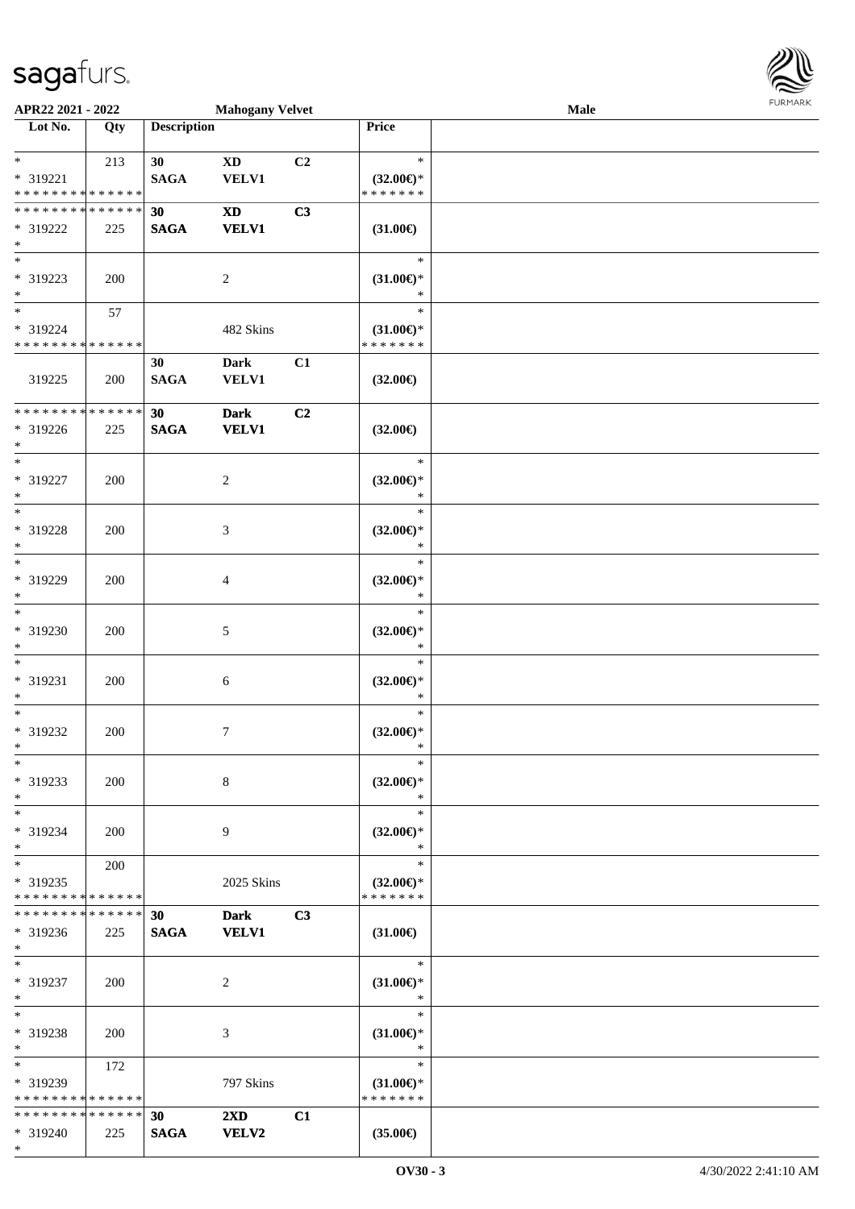| Lot No. | Qty | Description | | | Price | |
|---|---|---|---|---|---|---|
| * <br> * 319221 <br> * * * * * * * * * * * * * * | 213 | 30 <br> SAGA | XD <br> VELV1 | C2 | * <br> (32.00€)* <br> * * * * * * * | |
| * * * * * * * * * * * * * * <br> * 319222 <br> * | 225 | 30 <br> SAGA | XD <br> VELV1 | C3 | (31.00€) | |
| * <br> * 319223 <br> * | 200 | | 2 | | * <br> (31.00€)* <br> * | |
| * <br> * 319224 <br> * * * * * * * * * * * * * * | 57 | | 482 Skins | | * <br> (31.00€)* <br> * * * * * * * | |
| 319225 | 200 | 30 <br> SAGA | Dark <br> VELV1 | C1 | (32.00€) | |
| * * * * * * * * * * * * * * <br> * 319226 <br> * | 225 | 30 <br> SAGA | Dark <br> VELV1 | C2 | (32.00€) | |
| * <br> * 319227 <br> * | 200 | | 2 | | * <br> (32.00€)* <br> * | |
| * <br> * 319228 <br> * | 200 | | 3 | | * <br> (32.00€)* <br> * | |
| * <br> * 319229 <br> * | 200 | | 4 | | * <br> (32.00€)* <br> * | |
| * <br> * 319230 <br> * | 200 | | 5 | | * <br> (32.00€)* <br> * | |
| * <br> * 319231 <br> * | 200 | | 6 | | * <br> (32.00€)* <br> * | |
| * <br> * 319232 <br> * | 200 | | 7 | | * <br> (32.00€)* <br> * | |
| * <br> * 319233 <br> * | 200 | | 8 | | * <br> (32.00€)* <br> * | |
| * <br> * 319234 <br> * | 200 | | 9 | | * <br> (32.00€)* <br> * | |
| * <br> * 319235 <br> * * * * * * * * * * * * * * | 200 | | 2025 Skins | | * <br> (32.00€)* <br> * * * * * * * | |
| * * * * * * * * * * * * * * <br> * 319236 <br> * | 225 | 30 <br> SAGA | Dark <br> VELV1 | C3 | (31.00€) | |
| * <br> * 319237 <br> * | 200 | | 2 | | * <br> (31.00€)* <br> * | |
| * <br> * 319238 <br> * | 200 | | 3 | | * <br> (31.00€)* <br> * | |
| * <br> * 319239 <br> * * * * * * * * * * * * * * | 172 | | 797 Skins | | * <br> (31.00€)* <br> * * * * * * * | |
| * * * * * * * * * * * * * * <br> * 319240 <br> * | 225 | 30 <br> SAGA | 2XD <br> VELV2 | C1 | (35.00€) | |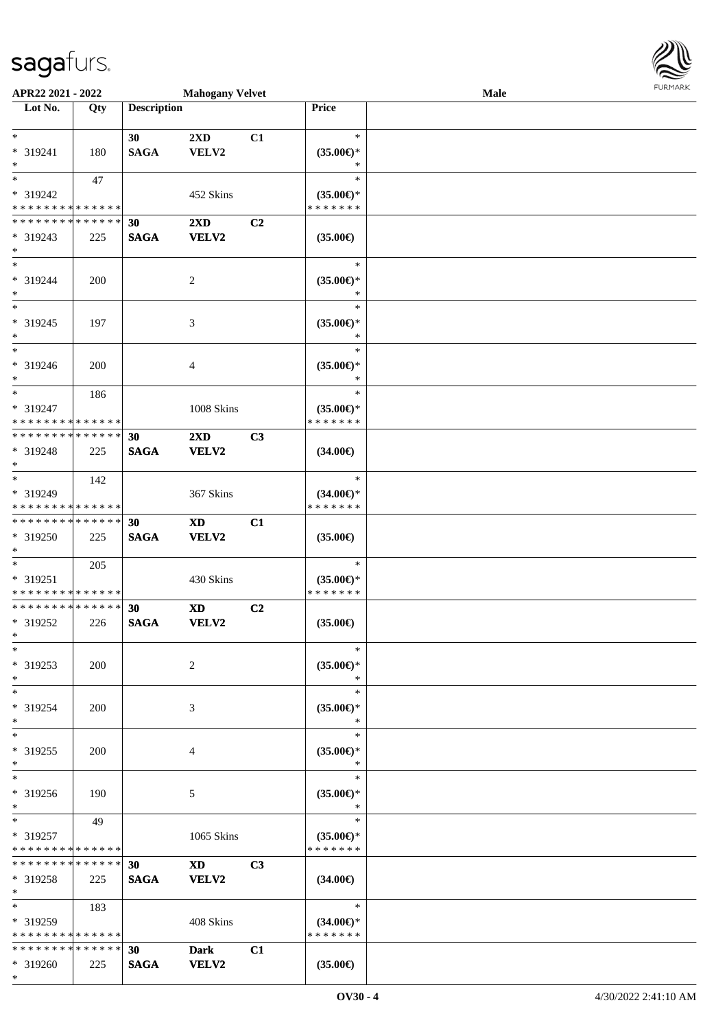**APR22 2021 - 2022** **Mahogany Velvet** **Male**

| Lot No. | Qty | Description | | | Price | |
|---|---|---|---|---|---|---|
| * <br> * 319241 <br> * | 180 | 30 <br> SAGA | 2XD <br> VELV2 | C1 | * <br> (35.00€)* <br> * | |
| * <br> * 319242 <br> * * * * * * * * * * * * * * | 47 | | 452 Skins | | * <br> (35.00€)* <br> * * * * * * * | |
| * * * * * * * * * * * * * * <br> * 319243 <br> * | 225 | 30 <br> SAGA | 2XD <br> VELV2 | C2 | (35.00€) | |
| * <br> * 319244 <br> * | 200 | | 2 | | * <br> (35.00€)* <br> * | |
| * <br> * 319245 <br> * | 197 | | 3 | | * <br> (35.00€)* <br> * | |
| * <br> * 319246 <br> * | 200 | | 4 | | * <br> (35.00€)* <br> * | |
| * <br> * 319247 <br> * * * * * * * * * * * * * * | 186 | | 1008 Skins | | * <br> (35.00€)* <br> * * * * * * * | |
| * * * * * * * * * * * * * * <br> * 319248 <br> * | 225 | 30 <br> SAGA | 2XD <br> VELV2 | C3 | (34.00€) | |
| * <br> * 319249 <br> * * * * * * * * * * * * * * | 142 | | 367 Skins | | * <br> (34.00€)* <br> * * * * * * * | |
| * * * * * * * * * * * * * * <br> * 319250 <br> * | 225 | 30 <br> SAGA | XD <br> VELV2 | C1 | (35.00€) | |
| * <br> * 319251 <br> * * * * * * * * * * * * * * | 205 | | 430 Skins | | * <br> (35.00€)* <br> * * * * * * * | |
| * * * * * * * * * * * * * * <br> * 319252 <br> * | 226 | 30 <br> SAGA | XD <br> VELV2 | C2 | (35.00€) | |
| * <br> * 319253 <br> * | 200 | | 2 | | * <br> (35.00€)* <br> * | |
| * <br> * 319254 <br> * | 200 | | 3 | | * <br> (35.00€)* <br> * | |
| * <br> * 319255 <br> * | 200 | | 4 | | * <br> (35.00€)* <br> * | |
| * <br> * 319256 <br> * | 190 | | 5 | | * <br> (35.00€)* <br> * | |
| * <br> * 319257 <br> * * * * * * * * * * * * * * | 49 | | 1065 Skins | | * <br> (35.00€)* <br> * * * * * * * | |
| * * * * * * * * * * * * * * <br> * 319258 <br> * | 225 | 30 <br> SAGA | XD <br> VELV2 | C3 | (34.00€) | |
| * <br> * 319259 <br> * * * * * * * * * * * * * * | 183 | | 408 Skins | | * <br> (34.00€)* <br> * * * * * * * | |
| * * * * * * * * * * * * * * <br> * 319260 <br> * | 225 | 30 <br> SAGA | Dark <br> VELV2 | C1 | (35.00€) | |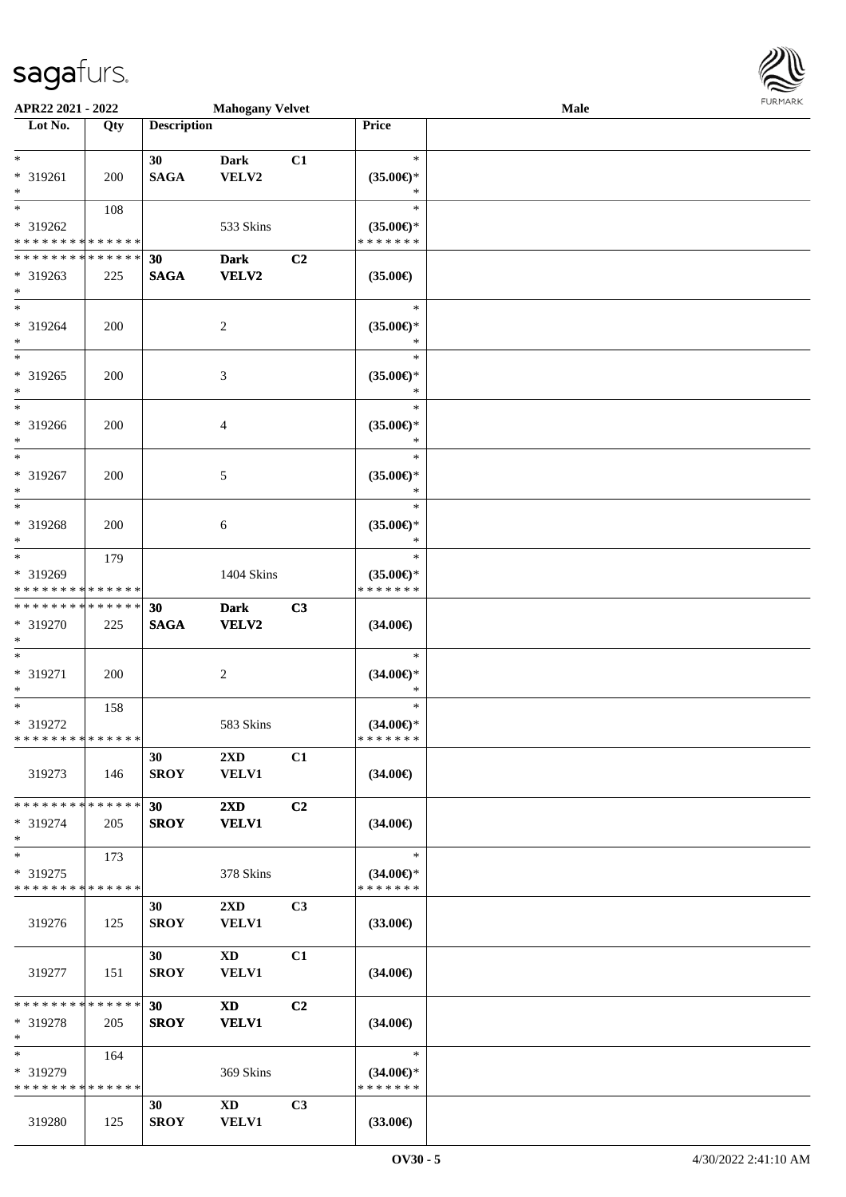APR22 2021 - 2022 | Mahogany Velvet | Male

| Lot No. | Qty | Description | | | Price | |
|---|---|---|---|---|---|---|
| * | | 30 | Dark | C1 | * | |
| * 319261 | 200 | SAGA | VELV2 | | (35.00€)* | |
| * | | | | | * | |
| * | 108 | | | | * | |
| * 319262 | | | 533 Skins | | (35.00€)* | |
| * * * * * * * * * * * * * * | | | | | * * * * * * * | |
| * * * * * * * * * * * * * * | | 30 | Dark | C2 | | |
| * 319263 | 225 | SAGA | VELV2 | | (35.00€) | |
| * | | | | | | |
| * | | | | | * | |
| * 319264 | 200 | | 2 | | (35.00€)* | |
| * | | | | | * | |
| * | | | | | * | |
| * 319265 | 200 | | 3 | | (35.00€)* | |
| * | | | | | * | |
| * | | | | | * | |
| * 319266 | 200 | | 4 | | (35.00€)* | |
| * | | | | | * | |
| * | | | | | * | |
| * 319267 | 200 | | 5 | | (35.00€)* | |
| * | | | | | * | |
| * | | | | | * | |
| * 319268 | 200 | | 6 | | (35.00€)* | |
| * | | | | | * | |
| * | 179 | | | | * | |
| * 319269 | | | 1404 Skins | | (35.00€)* | |
| * * * * * * * * * * * * * * | | | | | * * * * * * * | |
| * * * * * * * * * * * * * * | | 30 | Dark | C3 | | |
| * 319270 | 225 | SAGA | VELV2 | | (34.00€) | |
| * | | | | | | |
| * | | | | | * | |
| * 319271 | 200 | | 2 | | (34.00€)* | |
| * | | | | | * | |
| * | 158 | | | | * | |
| * 319272 | | | 583 Skins | | (34.00€)* | |
| * * * * * * * * * * * * * * | | | | | * * * * * * * | |
| | | 30 | 2XD | C1 | | |
| 319273 | 146 | SROY | VELV1 | | (34.00€) | |
| * * * * * * * * * * * * * * | | 30 | 2XD | C2 | | |
| * 319274 | 205 | SROY | VELV1 | | (34.00€) | |
| * | | | | | | |
| * | 173 | | | | * | |
| * 319275 | | | 378 Skins | | (34.00€)* | |
| * * * * * * * * * * * * * * | | | | | * * * * * * * | |
| | | 30 | 2XD | C3 | | |
| 319276 | 125 | SROY | VELV1 | | (33.00€) | |
| | | 30 | XD | C1 | | |
| 319277 | 151 | SROY | VELV1 | | (34.00€) | |
| * * * * * * * * * * * * * * | | 30 | XD | C2 | | |
| * 319278 | 205 | SROY | VELV1 | | (34.00€) | |
| * | | | | | | |
| * | 164 | | | | * | |
| * 319279 | | | 369 Skins | | (34.00€)* | |
| * * * * * * * * * * * * * * | | | | | * * * * * * * | |
| | | 30 | XD | C3 | | |
| 319280 | 125 | SROY | VELV1 | | (33.00€) | |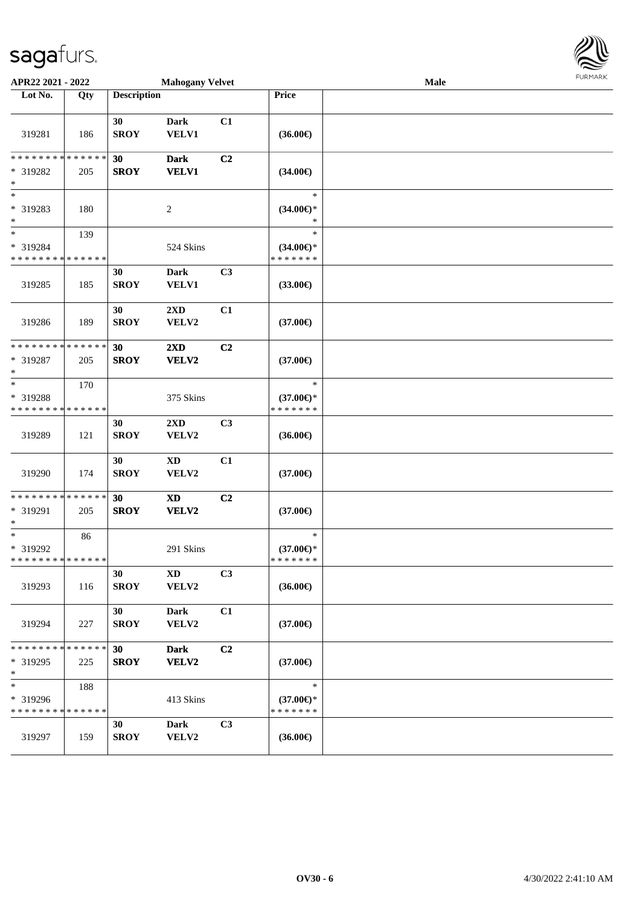APR22 2021 - 2022 — Mahogany Velvet — Male

| Lot No. | Qty | Description | | | Price |
|---|---|---|---|---|---|
| 319281 | 186 | 30 SROY | Dark VELV1 | C1 | (36.00€) |
| * * * * * * * * * * * * * * * 319282 * | 205 | 30 SROY | Dark VELV1 | C2 | (34.00€) |
| * * 319283 * | 180 | | 2 | | * (34.00€)* * |
| * * 319284 * * * * * * * * * * * * * * | 139 | | 524 Skins | | * (34.00€)* * * * * * * * |
| 319285 | 185 | 30 SROY | Dark VELV1 | C3 | (33.00€) |
| 319286 | 189 | 30 SROY | 2XD VELV2 | C1 | (37.00€) |
| * * * * * * * * * * * * * * * 319287 * | 205 | 30 SROY | 2XD VELV2 | C2 | (37.00€) |
| * * 319288 * * * * * * * * * * * * * * | 170 | | 375 Skins | | * (37.00€)* * * * * * * * |
| 319289 | 121 | 30 SROY | 2XD VELV2 | C3 | (36.00€) |
| 319290 | 174 | 30 SROY | XD VELV2 | C1 | (37.00€) |
| * * * * * * * * * * * * * * * 319291 * | 205 | 30 SROY | XD VELV2 | C2 | (37.00€) |
| * * 319292 * * * * * * * * * * * * * * | 86 | | 291 Skins | | * (37.00€)* * * * * * * * |
| 319293 | 116 | 30 SROY | XD VELV2 | C3 | (36.00€) |
| 319294 | 227 | 30 SROY | Dark VELV2 | C1 | (37.00€) |
| * * * * * * * * * * * * * * * 319295 * | 225 | 30 SROY | Dark VELV2 | C2 | (37.00€) |
| * * 319296 * * * * * * * * * * * * * * | 188 | | 413 Skins | | * (37.00€)* * * * * * * * |
| 319297 | 159 | 30 SROY | Dark VELV2 | C3 | (36.00€) |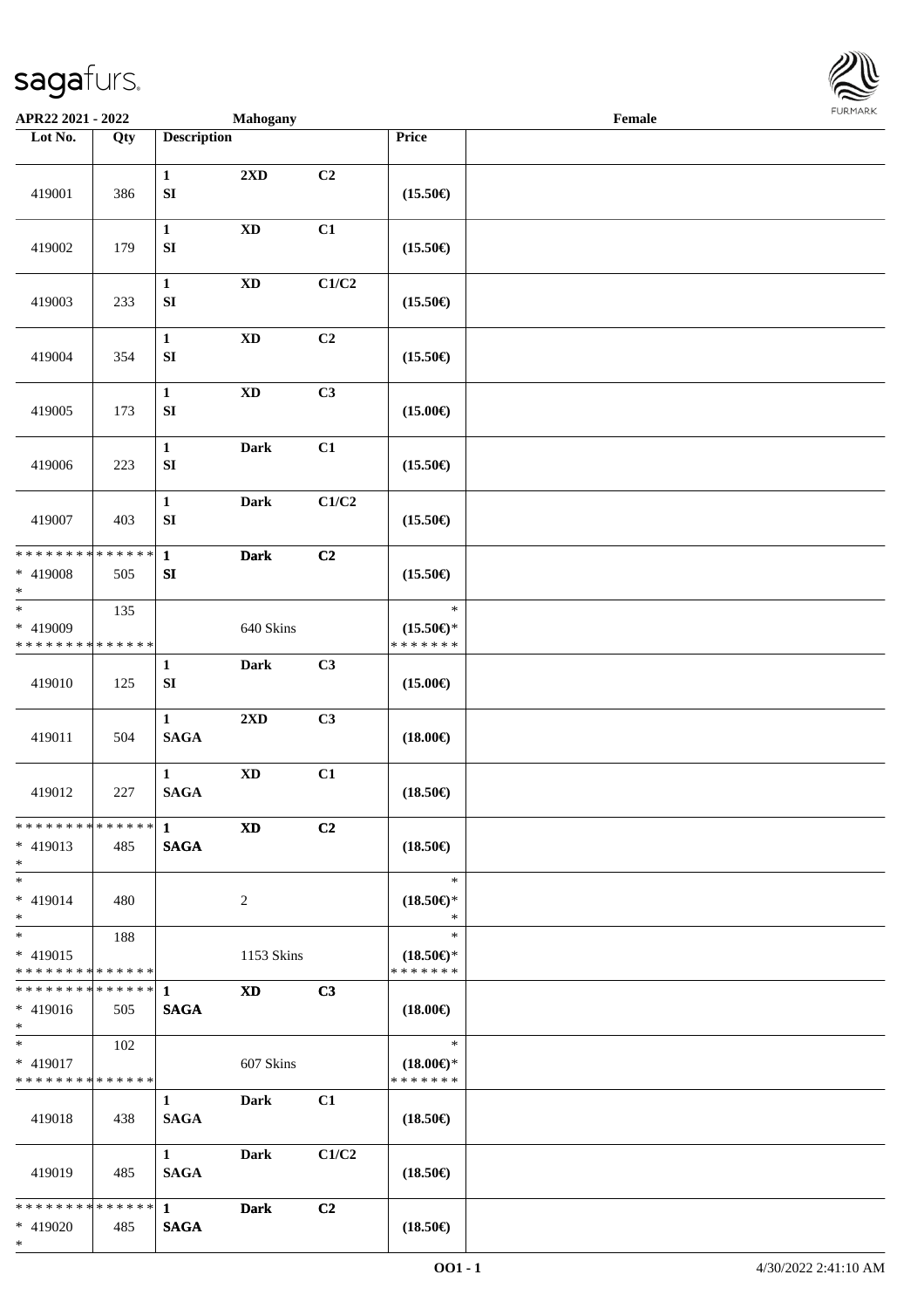APR22 2021 - 2022 | Mahogany | Female

| Lot No. | Qty | Description | | | Price | |
|---|---|---|---|---|---|---|
| 419001 | 386 | 1 SI | 2XD | C2 | (15.50€) | |
| 419002 | 179 | 1 SI | XD | C1 | (15.50€) | |
| 419003 | 233 | 1 SI | XD | C1/C2 | (15.50€) | |
| 419004 | 354 | 1 SI | XD | C2 | (15.50€) | |
| 419005 | 173 | 1 SI | XD | C3 | (15.00€) | |
| 419006 | 223 | 1 SI | Dark | C1 | (15.50€) | |
| 419007 | 403 | 1 SI | Dark | C1/C2 | (15.50€) | |
| * * * * * * * * * * * * * * <br>* 419008<br>* | 505 | 1 SI | Dark | C2 | (15.50€) | |
| * <br>* 419009<br>* * * * * * * * * * * * * * | 135 | | 640 Skins | | *<br>(15.50€)*<br>* * * * * * * | |
| 419010 | 125 | 1 SI | Dark | C3 | (15.00€) | |
| 419011 | 504 | 1 SAGA | 2XD | C3 | (18.00€) | |
| 419012 | 227 | 1 SAGA | XD | C1 | (18.50€) | |
| * * * * * * * * * * * * * * <br>* 419013<br>* | 485 | 1 SAGA | XD | C2 | (18.50€) | |
| * <br>* 419014<br>* | 480 | | 2 | | *<br>(18.50€)*<br>* | |
| * <br>* 419015<br>* * * * * * * * * * * * * * | 188 | | 1153 Skins | | *<br>(18.50€)*<br>* * * * * * * | |
| * * * * * * * * * * * * * * <br>* 419016<br>* | 505 | 1 SAGA | XD | C3 | (18.00€) | |
| * <br>* 419017<br>* * * * * * * * * * * * * * | 102 | | 607 Skins | | *<br>(18.00€)*<br>* * * * * * * | |
| 419018 | 438 | 1 SAGA | Dark | C1 | (18.50€) | |
| 419019 | 485 | 1 SAGA | Dark | C1/C2 | (18.50€) | |
| * * * * * * * * * * * * * * <br>* 419020<br>* | 485 | 1 SAGA | Dark | C2 | (18.50€) | |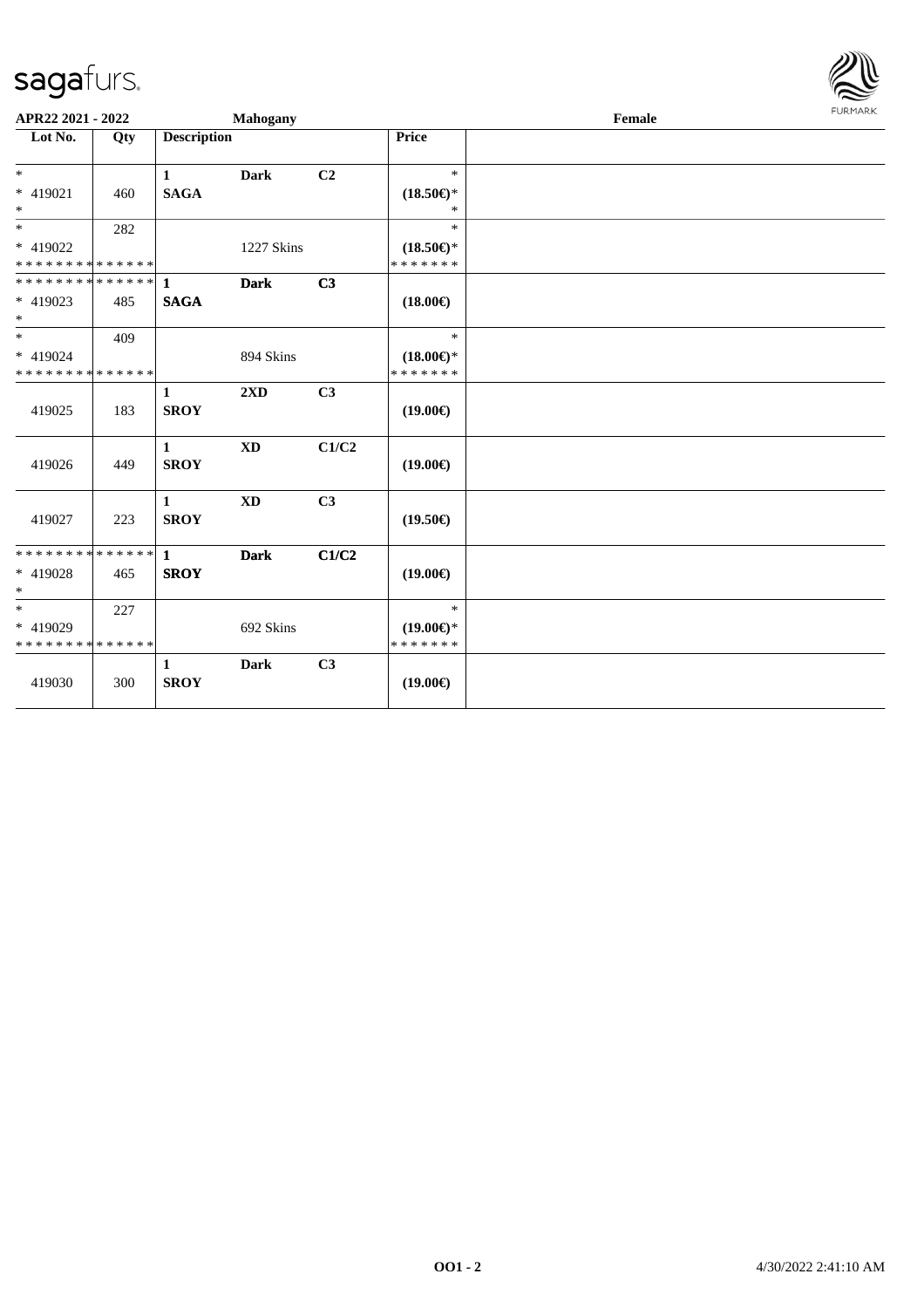APR22 2021 - 2022 | Mahogany | Female

| Lot No. | Qty | Description | | | Price | |
|---|---|---|---|---|---|---|
| * | | 1 | **Dark** | **C2** | * | |
| * 419021 | 460 | **SAGA** | | | **(18.50€)*** | |
| * | | | | | * | |
| * | 282 | | | | * | |
| * 419022 | | | 1227 Skins | | **(18.50€)*** | |
| * * * * * * * * * * * * * * | | | | | * * * * * * * | |
| * * * * * * * * * * * * * * | | 1 | **Dark** | **C3** | | |
| * 419023 | 485 | **SAGA** | | | **(18.00€)** | |
| * | | | | | | |
| * | 409 | | | | * | |
| * 419024 | | | 894 Skins | | **(18.00€)*** | |
| * * * * * * * * * * * * * * | | | | | * * * * * * * | |
| 419025 | 183 | 1 **SROY** | **2XD** | **C3** | **(19.00€)** | |
| 419026 | 449 | 1 **SROY** | **XD** | **C1/C2** | **(19.00€)** | |
| 419027 | 223 | 1 **SROY** | **XD** | **C3** | **(19.50€)** | |
| * * * * * * * * * * * * * * | | 1 | **Dark** | **C1/C2** | | |
| * 419028 | 465 | **SROY** | | | **(19.00€)** | |
| * | | | | | | |
| * | 227 | | | | * | |
| * 419029 | | | 692 Skins | | **(19.00€)*** | |
| * * * * * * * * * * * * * * | | | | | * * * * * * * | |
| 419030 | 300 | 1 **SROY** | **Dark** | **C3** | **(19.00€)** | |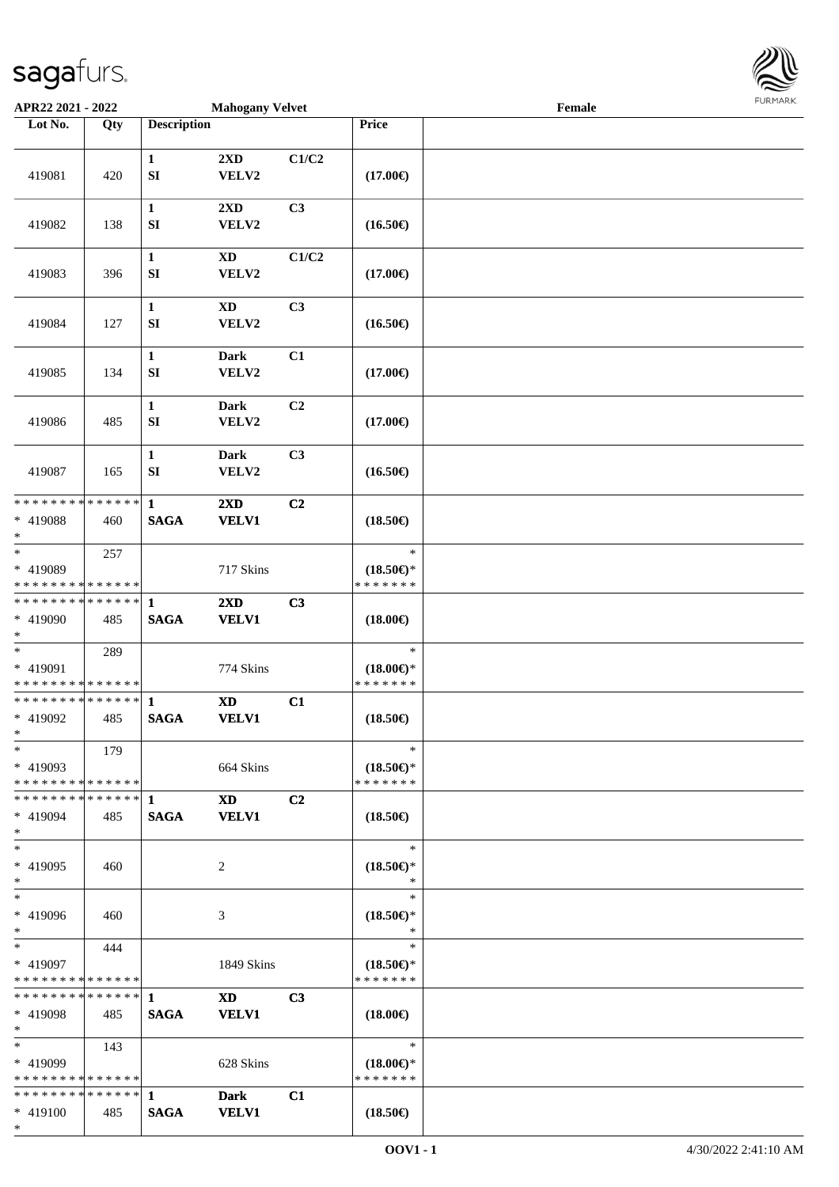**APR22 2021 - 2022** **Mahogany Velvet** **Female**

| Lot No. | Qty | Description | | | Price | |
|---|---|---|---|---|---|---|
| 419081 | 420 | 1 SI | 2XD VELV2 | C1/C2 | (17.00€) | |
| 419082 | 138 | 1 SI | 2XD VELV2 | C3 | (16.50€) | |
| 419083 | 396 | 1 SI | XD VELV2 | C1/C2 | (17.00€) | |
| 419084 | 127 | 1 SI | XD VELV2 | C3 | (16.50€) | |
| 419085 | 134 | 1 SI | Dark VELV2 | C1 | (17.00€) | |
| 419086 | 485 | 1 SI | Dark VELV2 | C2 | (17.00€) | |
| 419087 | 165 | 1 SI | Dark VELV2 | C3 | (16.50€) | |
| * * * * * * * * * * * * * * <br>* 419088<br>* | 460 | 1 **SAGA** | **2XD VELV1** | **C2** | (18.50€) | |
| * <br>* 419089<br>* * * * * * * * * * * * * * | 257 | | 717 Skins | | * <br>(18.50€)*<br>* * * * * * * | |
| * * * * * * * * * * * * * * <br>* 419090<br>* | 485 | 1 **SAGA** | **2XD VELV1** | **C3** | (18.00€) | |
| * <br>* 419091<br>* * * * * * * * * * * * * * | 289 | | 774 Skins | | * <br>(18.00€)*<br>* * * * * * * | |
| * * * * * * * * * * * * * * <br>* 419092<br>* | 485 | 1 **SAGA** | **XD VELV1** | **C1** | (18.50€) | |
| * <br>* 419093<br>* * * * * * * * * * * * * * | 179 | | 664 Skins | | * <br>(18.50€)*<br>* * * * * * * | |
| * * * * * * * * * * * * * * <br>* 419094<br>* | 485 | 1 **SAGA** | **XD VELV1** | **C2** | (18.50€) | |
| * <br>* 419095<br>* | 460 | | 2 | | * <br>(18.50€)*<br>* | |
| * <br>* 419096<br>* | 460 | | 3 | | * <br>(18.50€)*<br>* | |
| * <br>* 419097<br>* * * * * * * * * * * * * * | 444 | | 1849 Skins | | * <br>(18.50€)*<br>* * * * * * * | |
| * * * * * * * * * * * * * * <br>* 419098<br>* | 485 | 1 **SAGA** | **XD VELV1** | **C3** | (18.00€) | |
| * <br>* 419099<br>* * * * * * * * * * * * * * | 143 | | 628 Skins | | * <br>(18.00€)*<br>* * * * * * * | |
| * * * * * * * * * * * * * * <br>* 419100<br>* | 485 | 1 **SAGA** | **Dark VELV1** | **C1** | (18.50€) | |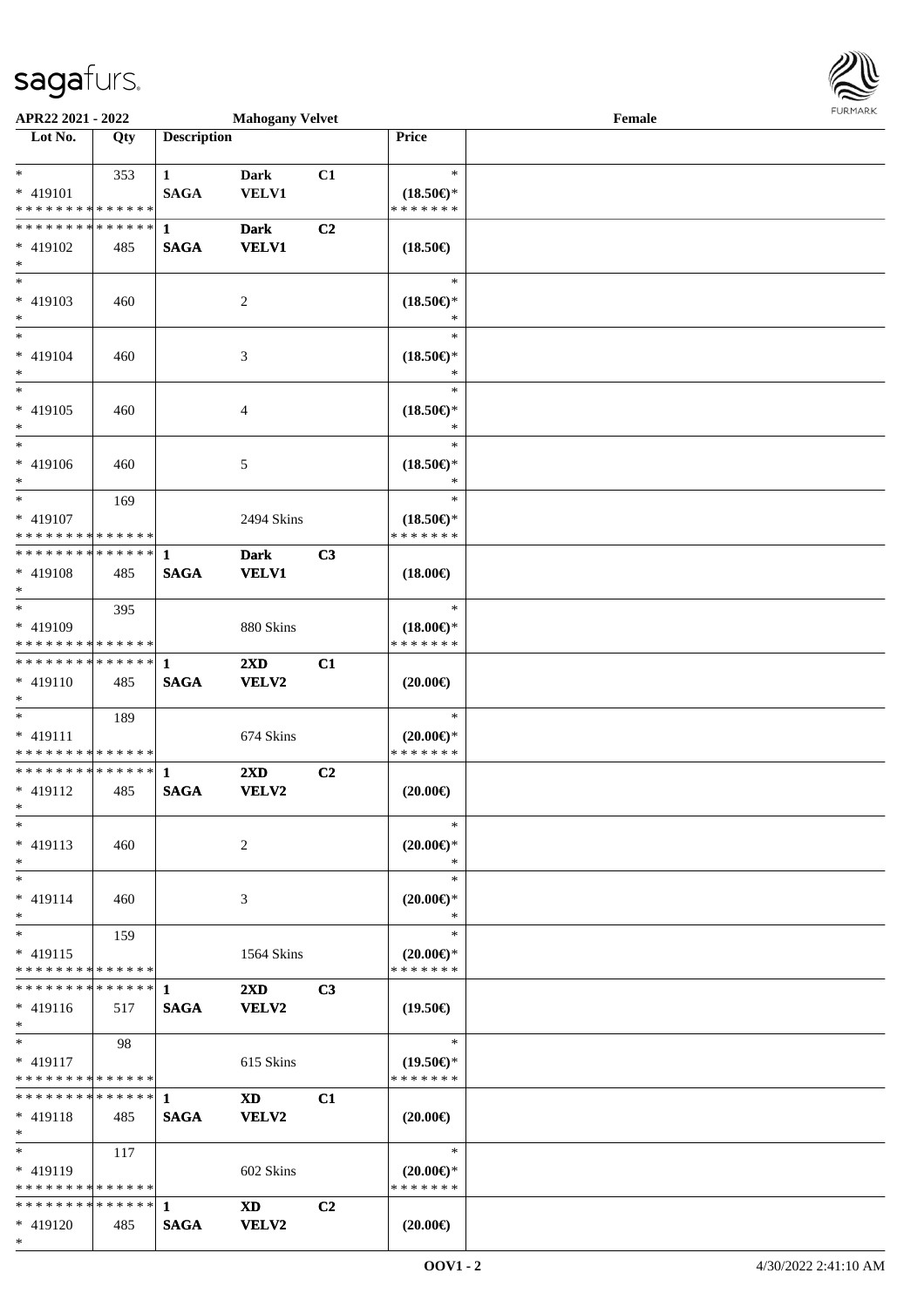APR22 2021 - 2022 | Mahogany Velvet | Female

| Lot No. | Qty | Description | | | Price | |
|---|---|---|---|---|---|---|
| * | 353 | 1 | Dark | C1 | * | |
| * 419101 | | SAGA | VELV1 | | (18.50€)* | |
| * * * * * * * * * * * * * * | | | | | * * * * * * * | |
| * * * * * * * * * * * * * * | | 1 | Dark | C2 | | |
| * 419102 | 485 | SAGA | VELV1 | | (18.50€) | |
| * | | | | | | |
| * | | | | | * | |
| * 419103 | 460 | | 2 | | (18.50€)* | |
| * | | | | | * | |
| * | | | | | * | |
| * 419104 | 460 | | 3 | | (18.50€)* | |
| * | | | | | * | |
| * | | | | | * | |
| * 419105 | 460 | | 4 | | (18.50€)* | |
| * | | | | | * | |
| * | | | | | * | |
| * 419106 | 460 | | 5 | | (18.50€)* | |
| * | | | | | * | |
| * | 169 | | | | * | |
| * 419107 | | | 2494 Skins | | (18.50€)* | |
| * * * * * * * * * * * * * * | | | | | * * * * * * * | |
| * * * * * * * * * * * * * * | | 1 | Dark | C3 | | |
| * 419108 | 485 | SAGA | VELV1 | | (18.00€) | |
| * | | | | | | |
| * | 395 | | | | * | |
| * 419109 | | | 880 Skins | | (18.00€)* | |
| * * * * * * * * * * * * * * | | | | | * * * * * * * | |
| * * * * * * * * * * * * * * | | 1 | 2XD | C1 | | |
| * 419110 | 485 | SAGA | VELV2 | | (20.00€) | |
| * | | | | | | |
| * | 189 | | | | * | |
| * 419111 | | | 674 Skins | | (20.00€)* | |
| * * * * * * * * * * * * * * | | | | | * * * * * * * | |
| * * * * * * * * * * * * * * | | 1 | 2XD | C2 | | |
| * 419112 | 485 | SAGA | VELV2 | | (20.00€) | |
| * | | | | | | |
| * | | | | | * | |
| * 419113 | 460 | | 2 | | (20.00€)* | |
| * | | | | | * | |
| * | | | | | * | |
| * 419114 | 460 | | 3 | | (20.00€)* | |
| * | | | | | * | |
| * | 159 | | | | * | |
| * 419115 | | | 1564 Skins | | (20.00€)* | |
| * * * * * * * * * * * * * * | | | | | * * * * * * * | |
| * * * * * * * * * * * * * * | | 1 | 2XD | C3 | | |
| * 419116 | 517 | SAGA | VELV2 | | (19.50€) | |
| * | | | | | | |
| * | 98 | | | | * | |
| * 419117 | | | 615 Skins | | (19.50€)* | |
| * * * * * * * * * * * * * * | | | | | * * * * * * * | |
| * * * * * * * * * * * * * * | | 1 | XD | C1 | | |
| * 419118 | 485 | SAGA | VELV2 | | (20.00€) | |
| * | | | | | | |
| * | 117 | | | | * | |
| * 419119 | | | 602 Skins | | (20.00€)* | |
| * * * * * * * * * * * * * * | | | | | * * * * * * * | |
| * * * * * * * * * * * * * * | | 1 | XD | C2 | | |
| * 419120 | 485 | SAGA | VELV2 | | (20.00€) | |
| * | | | | | | |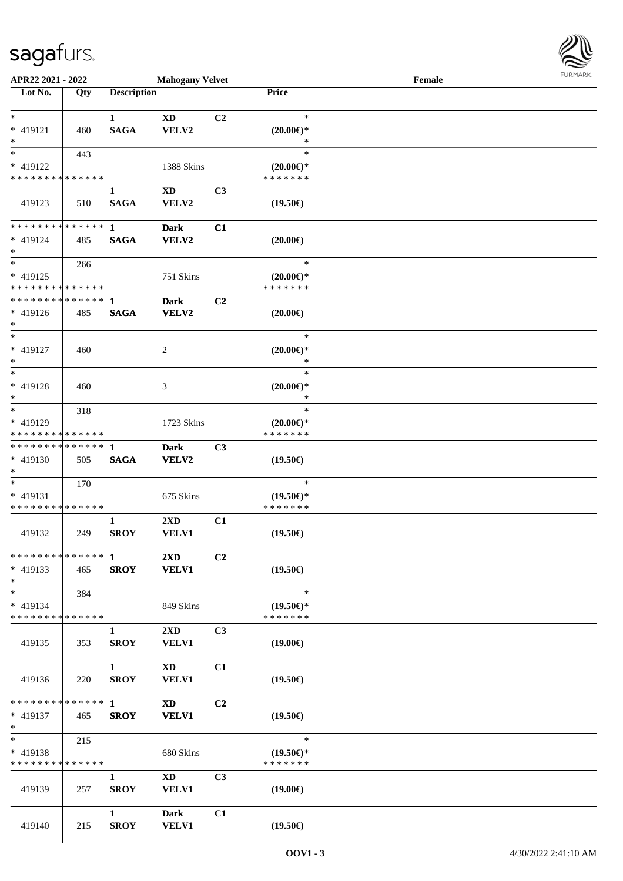APR22 2021 - 2022 | Mahogany Velvet | Female

| Lot No. | Qty | Description | | | Price | |
|---|---|---|---|---|---|---|
| * <br> * 419121 <br> * | 460 | 1 <br> SAGA | XD <br> VELV2 | C2 | * <br> (20.00€)* <br> * | |
| * <br> * 419122 <br> * * * * * * * * * * * * * * | 443 | | 1388 Skins | | * <br> (20.00€)* <br> * * * * * * * | |
| 419123 | 510 | 1 <br> SAGA | XD <br> VELV2 | C3 | (19.50€) | |
| * * * * * * * * * * * * * * <br> * 419124 <br> * | 485 | 1 <br> SAGA | Dark <br> VELV2 | C1 | (20.00€) | |
| * <br> * 419125 <br> * * * * * * * * * * * * * * | 266 | | 751 Skins | | * <br> (20.00€)* <br> * * * * * * * | |
| * * * * * * * * * * * * * * <br> * 419126 <br> * | 485 | 1 <br> SAGA | Dark <br> VELV2 | C2 | (20.00€) | |
| * <br> * 419127 <br> * | 460 | | 2 | | * <br> (20.00€)* <br> * | |
| * <br> * 419128 <br> * | 460 | | 3 | | * <br> (20.00€)* <br> * | |
| * <br> * 419129 <br> * * * * * * * * * * * * * * | 318 | | 1723 Skins | | * <br> (20.00€)* <br> * * * * * * * | |
| * * * * * * * * * * * * * * <br> * 419130 <br> * | 505 | 1 <br> SAGA | Dark <br> VELV2 | C3 | (19.50€) | |
| * <br> * 419131 <br> * * * * * * * * * * * * * * | 170 | | 675 Skins | | * <br> (19.50€)* <br> * * * * * * * | |
| 419132 | 249 | 1 <br> SROY | 2XD <br> VELV1 | C1 | (19.50€) | |
| * * * * * * * * * * * * * * <br> * 419133 <br> * | 465 | 1 <br> SROY | 2XD <br> VELV1 | C2 | (19.50€) | |
| * <br> * 419134 <br> * * * * * * * * * * * * * * | 384 | | 849 Skins | | * <br> (19.50€)* <br> * * * * * * * | |
| 419135 | 353 | 1 <br> SROY | 2XD <br> VELV1 | C3 | (19.00€) | |
| 419136 | 220 | 1 <br> SROY | XD <br> VELV1 | C1 | (19.50€) | |
| * * * * * * * * * * * * * * <br> * 419137 <br> * | 465 | 1 <br> SROY | XD <br> VELV1 | C2 | (19.50€) | |
| * <br> * 419138 <br> * * * * * * * * * * * * * * | 215 | | 680 Skins | | * <br> (19.50€)* <br> * * * * * * * | |
| 419139 | 257 | 1 <br> SROY | XD <br> VELV1 | C3 | (19.00€) | |
| 419140 | 215 | 1 <br> SROY | Dark <br> VELV1 | C1 | (19.50€) | |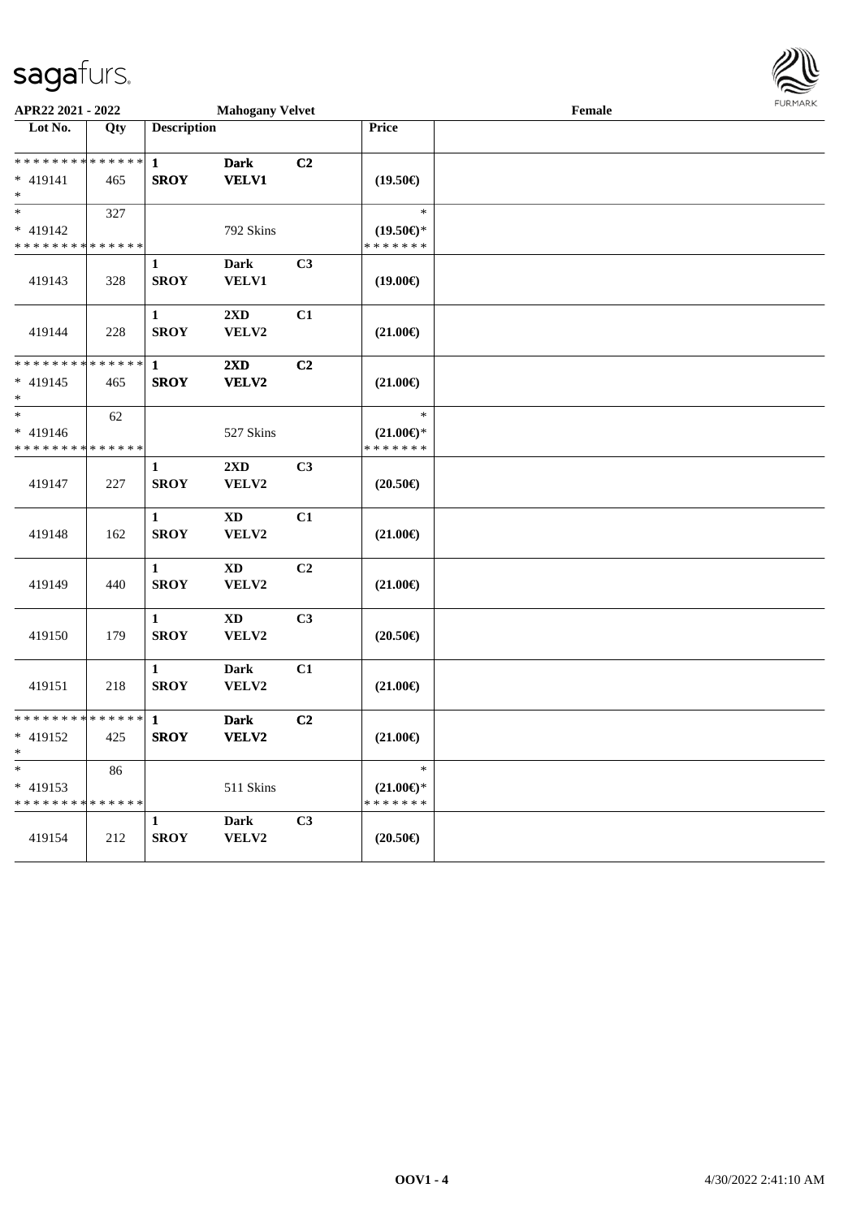APR22 2021 - 2022 | Mahogany Velvet | Female

| Lot No. | Qty | Description | | | Price | |
|---|---|---|---|---|---|---|
| * * * * * * * * * * * * * * | | 1 | Dark | C2 | | |
| * 419141 | 465 | SROY | VELV1 | | (19.50€) | |
| * | | | | | | |
| * | 327 | | | | * | |
| * 419142 | | | 792 Skins | | (19.50€)* | |
| * * * * * * * * * * * * * * | | | | | * * * * * * * | |
| 419143 | 328 | 1 SROY | Dark VELV1 | C3 | (19.00€) | |
| 419144 | 228 | 1 SROY | 2XD VELV2 | C1 | (21.00€) | |
| * * * * * * * * * * * * * * | | 1 | 2XD | C2 | | |
| * 419145 | 465 | SROY | VELV2 | | (21.00€) | |
| * | | | | | | |
| * | 62 | | | | * | |
| * 419146 | | | 527 Skins | | (21.00€)* | |
| * * * * * * * * * * * * * * | | | | | * * * * * * * | |
| 419147 | 227 | 1 SROY | 2XD VELV2 | C3 | (20.50€) | |
| 419148 | 162 | 1 SROY | XD VELV2 | C1 | (21.00€) | |
| 419149 | 440 | 1 SROY | XD VELV2 | C2 | (21.00€) | |
| 419150 | 179 | 1 SROY | XD VELV2 | C3 | (20.50€) | |
| 419151 | 218 | 1 SROY | Dark VELV2 | C1 | (21.00€) | |
| * * * * * * * * * * * * * * | | 1 | Dark | C2 | | |
| * 419152 | 425 | SROY | VELV2 | | (21.00€) | |
| * | | | | | | |
| * | 86 | | | | * | |
| * 419153 | | | 511 Skins | | (21.00€)* | |
| * * * * * * * * * * * * * * | | | | | * * * * * * * | |
| 419154 | 212 | 1 SROY | Dark VELV2 | C3 | (20.50€) | |

OOV1 - 4 4/30/2022 2:41:10 AM